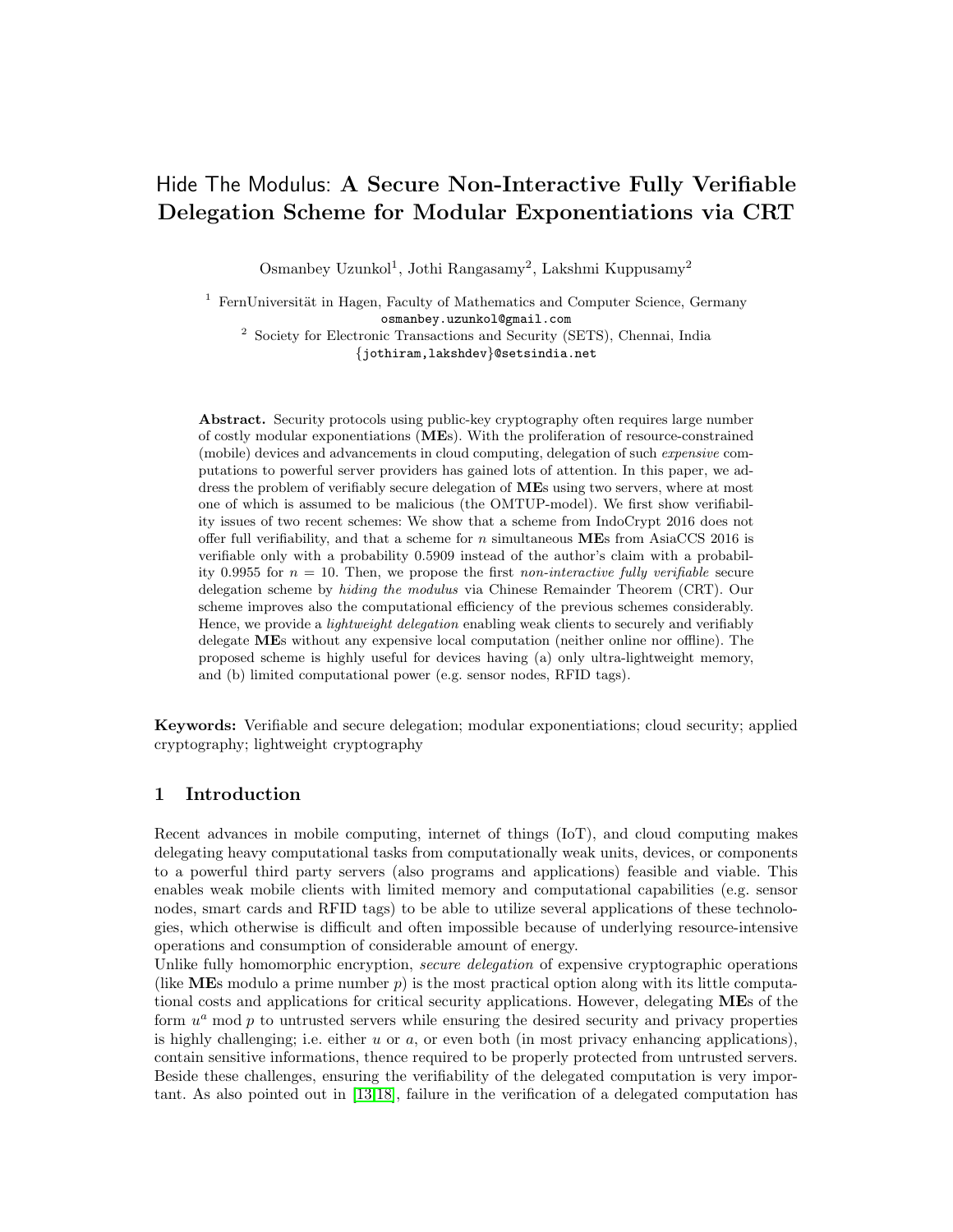# Hide The Modulus: A Secure Non-Interactive Fully Verifiable Delegation Scheme for Modular Exponentiations via CRT

Osmanbey Uzunkol[1], Jothi Rangasamy[2], Lakshmi Kuppusamy[2]

[1] FernUniversität in Hagen, Faculty of Mathematics and Computer Science, Germany
osmanbey.uzunkol@gmail.com

[2] Society for Electronic Transactions and Security (SETS), Chennai, India
{jothiram,lakshdev}@setsindia.net

**Abstract.** Security protocols using public-key cryptography often requires large number of costly modular exponentiations (**ME**s). With the proliferation of resource-constrained (mobile) devices and advancements in cloud computing, delegation of such *expensive* computations to powerful server providers has gained lots of attention. In this paper, we address the problem of verifiably secure delegation of **ME**s using two servers, where at most one of which is assumed to be malicious (the OMTUP-model). We first show verifiability issues of two recent schemes: We show that a scheme from IndoCrypt 2016 does not offer full verifiability, and that a scheme for $n$ simultaneous **ME**s from AsiaCCS 2016 is verifiable only with a probability 0.5909 instead of the author's claim with a probability 0.9955 for $n = 10$. Then, we propose the first *non-interactive fully verifiable* secure delegation scheme by *hiding the modulus* via Chinese Remainder Theorem (CRT). Our scheme improves also the computational efficiency of the previous schemes considerably. Hence, we provide a *lightweight delegation* enabling weak clients to securely and verifiably delegate **ME**s without any expensive local computation (neither online nor offline). The proposed scheme is highly useful for devices having (a) only ultra-lightweight memory, and (b) limited computational power (e.g. sensor nodes, RFID tags).

**Keywords:** Verifiable and secure delegation; modular exponentiations; cloud security; applied cryptography; lightweight cryptography

## 1 Introduction

Recent advances in mobile computing, internet of things (IoT), and cloud computing makes delegating heavy computational tasks from computationally weak units, devices, or components to a powerful third party servers (also programs and applications) feasible and viable. This enables weak mobile clients with limited memory and computational capabilities (e.g. sensor nodes, smart cards and RFID tags) to be able to utilize several applications of these technologies, which otherwise is difficult and often impossible because of underlying resource-intensive operations and consumption of considerable amount of energy.

Unlike fully homomorphic encryption, *secure delegation* of expensive cryptographic operations (like **ME**s modulo a prime number $p$) is the most practical option along with its little computational costs and applications for critical security applications. However, delegating **ME**s of the form $u^a \bmod p$ to untrusted servers while ensuring the desired security and privacy properties is highly challenging; i.e. either $u$ or $a$, or even both (in most privacy enhancing applications), contain sensitive informations, thence required to be properly protected from untrusted servers. Beside these challenges, ensuring the verifiability of the delegated computation is very important. As also pointed out in [13,18], failure in the verification of a delegated computation has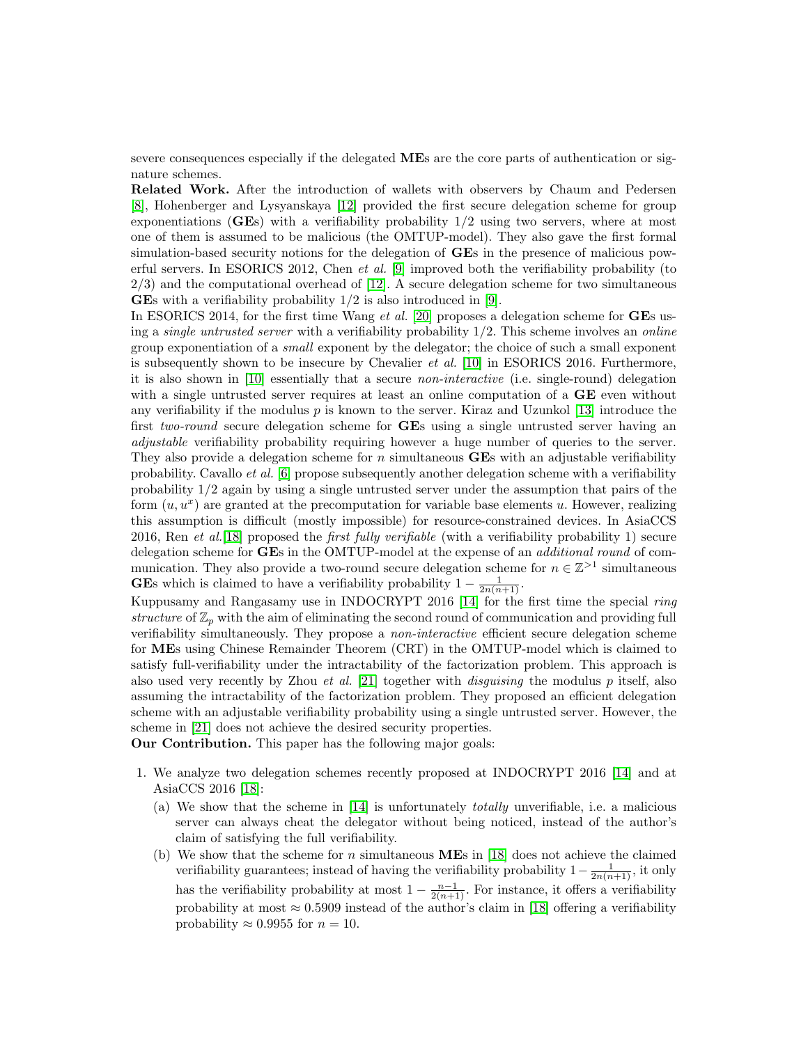severe consequences especially if the delegated **ME**s are the core parts of authentication or signature schemes.

**Related Work.** After the introduction of wallets with observers by Chaum and Pedersen [8], Hohenberger and Lysyanskaya [12] provided the first secure delegation scheme for group exponentiations (**GE**s) with a verifiability probability 1/2 using two servers, where at most one of them is assumed to be malicious (the OMTUP-model). They also gave the first formal simulation-based security notions for the delegation of **GE**s in the presence of malicious powerful servers. In ESORICS 2012, Chen *et al.* [9] improved both the verifiability probability (to 2/3) and the computational overhead of [12]. A secure delegation scheme for two simultaneous **GE**s with a verifiability probability 1/2 is also introduced in [9].

In ESORICS 2014, for the first time Wang *et al.* [20] proposes a delegation scheme for **GE**s using a *single untrusted server* with a verifiability probability 1/2. This scheme involves an *online* group exponentiation of a *small* exponent by the delegator; the choice of such a small exponent is subsequently shown to be insecure by Chevalier *et al.* [10] in ESORICS 2016. Furthermore, it is also shown in [10] essentially that a secure *non-interactive* (i.e. single-round) delegation with a single untrusted server requires at least an online computation of a **GE** even without any verifiability if the modulus $p$ is known to the server. Kiraz and Uzunkol [13] introduce the first *two-round* secure delegation scheme for **GE**s using a single untrusted server having an *adjustable* verifiability probability requiring however a huge number of queries to the server. They also provide a delegation scheme for $n$ simultaneous **GE**s with an adjustable verifiability probability. Cavallo *et al.* [6] propose subsequently another delegation scheme with a verifiability probability 1/2 again by using a single untrusted server under the assumption that pairs of the form $(u, u^x)$ are granted at the precomputation for variable base elements $u$. However, realizing this assumption is difficult (mostly impossible) for resource-constrained devices. In AsiaCCS 2016, Ren *et al.*[18] proposed the *first fully verifiable* (with a verifiability probability 1) secure delegation scheme for **GE**s in the OMTUP-model at the expense of an *additional round* of communication. They also provide a two-round secure delegation scheme for $n \in \mathbb{Z}^{>1}$ simultaneous **GE**s which is claimed to have a verifiability probability $1 - \frac{1}{2n(n+1)}$.

Kuppusamy and Rangasamy use in INDOCRYPT 2016 [14] for the first time the special *ring structure* of $\mathbb{Z}_p$ with the aim of eliminating the second round of communication and providing full verifiability simultaneously. They propose a *non-interactive* efficient secure delegation scheme for **ME**s using Chinese Remainder Theorem (CRT) in the OMTUP-model which is claimed to satisfy full-verifiability under the intractability of the factorization problem. This approach is also used very recently by Zhou *et al.* [21] together with *disguising* the modulus $p$ itself, also assuming the intractability of the factorization problem. They proposed an efficient delegation scheme with an adjustable verifiability probability using a single untrusted server. However, the scheme in [21] does not achieve the desired security properties.

**Our Contribution.** This paper has the following major goals:

1. We analyze two delegation schemes recently proposed at INDOCRYPT 2016 [14] and at AsiaCCS 2016 [18]:
   (a) We show that the scheme in [14] is unfortunately *totally* unverifiable, i.e. a malicious server can always cheat the delegator without being noticed, instead of the author's claim of satisfying the full verifiability.
   (b) We show that the scheme for $n$ simultaneous **ME**s in [18] does not achieve the claimed verifiability guarantees; instead of having the verifiability probability $1 - \frac{1}{2n(n+1)}$, it only has the verifiability probability at most $1 - \frac{n-1}{2(n+1)}$. For instance, it offers a verifiability probability at most $\approx 0.5909$ instead of the author's claim in [18] offering a verifiability probability $\approx 0.9955$ for $n = 10$.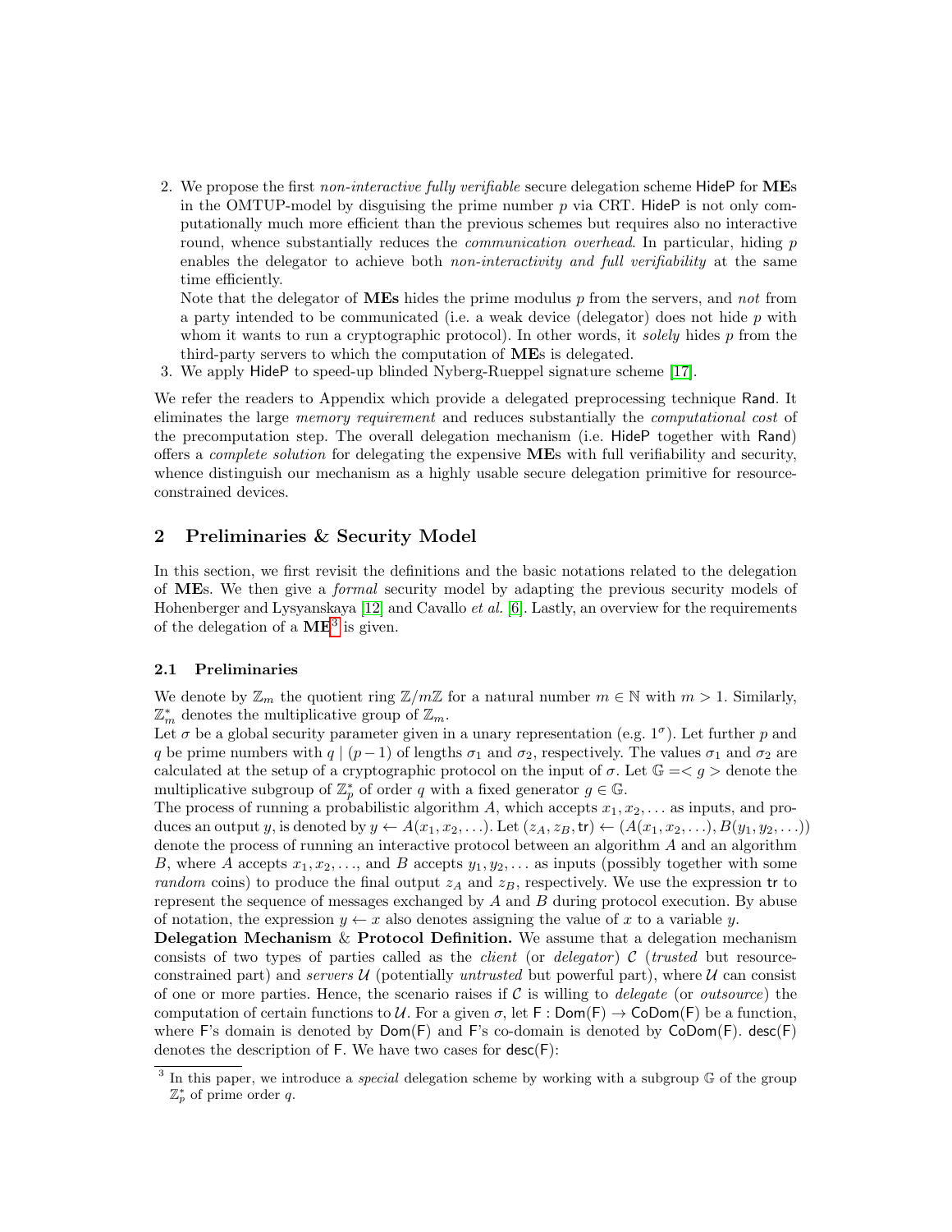2. We propose the first *non-interactive fully verifiable* secure delegation scheme HideP for **ME**s in the OMTUP-model by disguising the prime number $p$ via CRT. HideP is not only computationally much more efficient than the previous schemes but requires also no interactive round, whence substantially reduces the *communication overhead*. In particular, hiding $p$ enables the delegator to achieve both *non-interactivity and full verifiability* at the same time efficiently.
   Note that the delegator of **ME**s hides the prime modulus $p$ from the servers, and *not* from a party intended to be communicated (i.e. a weak device (delegator) does not hide $p$ with whom it wants to run a cryptographic protocol). In other words, it *solely* hides $p$ from the third-party servers to which the computation of **ME**s is delegated.
3. We apply HideP to speed-up blinded Nyberg-Rueppel signature scheme [17].

We refer the readers to Appendix which provide a delegated preprocessing technique Rand. It eliminates the large *memory requirement* and reduces substantially the *computational cost* of the precomputation step. The overall delegation mechanism (i.e. HideP together with Rand) offers a *complete solution* for delegating the expensive **ME**s with full verifiability and security, whence distinguish our mechanism as a highly usable secure delegation primitive for resource-constrained devices.

## 2 Preliminaries & Security Model

In this section, we first revisit the definitions and the basic notations related to the delegation of **ME**s. We then give a *formal* security model by adapting the previous security models of Hohenberger and Lysyanskaya [12] and Cavallo *et al.* [6]. Lastly, an overview for the requirements of the delegation of a **ME**[3] is given.

### 2.1 Preliminaries

We denote by $\mathbb{Z}_m$ the quotient ring $\mathbb{Z}/m\mathbb{Z}$ for a natural number $m \in \mathbb{N}$ with $m > 1$. Similarly, $\mathbb{Z}_m^*$ denotes the multiplicative group of $\mathbb{Z}_m$.
Let $\sigma$ be a global security parameter given in a unary representation (e.g. $1^\sigma$). Let further $p$ and $q$ be prime numbers with $q \mid (p-1)$ of lengths $\sigma_1$ and $\sigma_2$, respectively. The values $\sigma_1$ and $\sigma_2$ are calculated at the setup of a cryptographic protocol on the input of $\sigma$. Let $\mathbb{G} =< g >$ denote the multiplicative subgroup of $\mathbb{Z}_p^*$ of order $q$ with a fixed generator $g \in \mathbb{G}$.
The process of running a probabilistic algorithm $A$, which accepts $x_1, x_2, \ldots$ as inputs, and produces an output $y$, is denoted by $y \leftarrow A(x_1, x_2, \ldots)$. Let $(z_A, z_B, \mathsf{tr}) \leftarrow (A(x_1, x_2, \ldots), B(y_1, y_2, \ldots))$ denote the process of running an interactive protocol between an algorithm $A$ and an algorithm $B$, where $A$ accepts $x_1, x_2, \ldots$, and $B$ accepts $y_1, y_2, \ldots$ as inputs (possibly together with some *random* coins) to produce the final output $z_A$ and $z_B$, respectively. We use the expression $\mathsf{tr}$ to represent the sequence of messages exchanged by $A$ and $B$ during protocol execution. By abuse of notation, the expression $y \leftarrow x$ also denotes assigning the value of $x$ to a variable $y$.
**Delegation Mechanism & Protocol Definition.** We assume that a delegation mechanism consists of two types of parties called as the *client* (or *delegator*) $\mathcal{C}$ (*trusted* but resource-constrained part) and *servers* $\mathcal{U}$ (potentially *untrusted* but powerful part), where $\mathcal{U}$ can consist of one or more parties. Hence, the scenario raises if $\mathcal{C}$ is willing to *delegate* (or *outsource*) the computation of certain functions to $\mathcal{U}$. For a given $\sigma$, let $\mathsf{F} : \mathsf{Dom}(\mathsf{F}) \rightarrow \mathsf{CoDom}(\mathsf{F})$ be a function, where F's domain is denoted by $\mathsf{Dom}(\mathsf{F})$ and F's co-domain is denoted by $\mathsf{CoDom}(\mathsf{F})$. $\mathsf{desc}(\mathsf{F})$ denotes the description of F. We have two cases for $\mathsf{desc}(\mathsf{F})$:

[3] In this paper, we introduce a *special* delegation scheme by working with a subgroup $\mathbb{G}$ of the group $\mathbb{Z}_p^*$ of prime order $q$.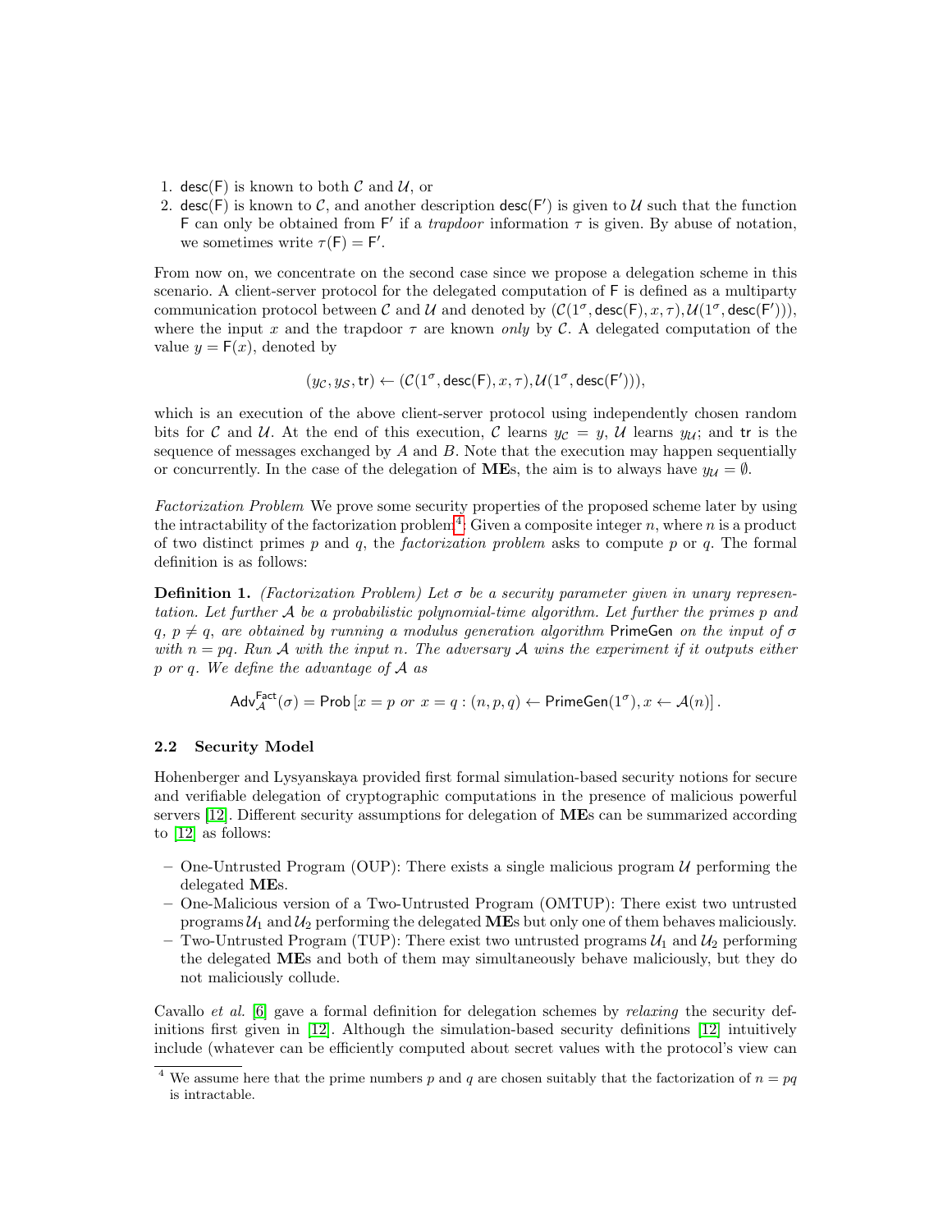1. $\mathsf{desc}(\mathsf{F})$ is known to both $\mathcal{C}$ and $\mathcal{U}$, or
2. $\mathsf{desc}(\mathsf{F})$ is known to $\mathcal{C}$, and another description $\mathsf{desc}(\mathsf{F}')$ is given to $\mathcal{U}$ such that the function $\mathsf{F}$ can only be obtained from $\mathsf{F}'$ if a *trapdoor* information $\tau$ is given. By abuse of notation, we sometimes write $\tau(\mathsf{F}) = \mathsf{F}'$.

From now on, we concentrate on the second case since we propose a delegation scheme in this scenario. A client-server protocol for the delegated computation of $\mathsf{F}$ is defined as a multiparty communication protocol between $\mathcal{C}$ and $\mathcal{U}$ and denoted by $(\mathcal{C}(1^\sigma, \mathsf{desc}(\mathsf{F}), x, \tau), \mathcal{U}(1^\sigma, \mathsf{desc}(\mathsf{F}')))$, where the input $x$ and the trapdoor $\tau$ are known *only* by $\mathcal{C}$. A delegated computation of the value $y = \mathsf{F}(x)$, denoted by

$$(y_\mathcal{C}, y_\mathcal{S}, \mathsf{tr}) \leftarrow (\mathcal{C}(1^\sigma, \mathsf{desc}(\mathsf{F}), x, \tau), \mathcal{U}(1^\sigma, \mathsf{desc}(\mathsf{F}'))),$$

which is an execution of the above client-server protocol using independently chosen random bits for $\mathcal{C}$ and $\mathcal{U}$. At the end of this execution, $\mathcal{C}$ learns $y_\mathcal{C} = y$, $\mathcal{U}$ learns $y_\mathcal{U}$; and $\mathsf{tr}$ is the sequence of messages exchanged by $A$ and $B$. Note that the execution may happen sequentially or concurrently. In the case of the delegation of **ME**s, the aim is to always have $y_\mathcal{U} = \emptyset$.

*Factorization Problem* We prove some security properties of the proposed scheme later by using the intractability of the factorization problem[4]. Given a composite integer $n$, where $n$ is a product of two distinct primes $p$ and $q$, the *factorization problem* asks to compute $p$ or $q$. The formal definition is as follows:

**Definition 1.** *(Factorization Problem) Let $\sigma$ be a security parameter given in unary representation. Let further $\mathcal{A}$ be a probabilistic polynomial-time algorithm. Let further the primes $p$ and $q$, $p \neq q$, are obtained by running a modulus generation algorithm* $\mathsf{PrimeGen}$ *on the input of $\sigma$ with $n = pq$. Run $\mathcal{A}$ with the input $n$. The adversary $\mathcal{A}$ wins the experiment if it outputs either $p$ or $q$. We define the advantage of $\mathcal{A}$ as*

$$\mathsf{Adv}_\mathcal{A}^{\mathsf{Fact}}(\sigma) = \mathsf{Prob}\left[x = p \text{ or } x = q : (n, p, q) \leftarrow \mathsf{PrimeGen}(1^\sigma), x \leftarrow \mathcal{A}(n)\right].$$

### 2.2 Security Model

Hohenberger and Lysyanskaya provided first formal simulation-based security notions for secure and verifiable delegation of cryptographic computations in the presence of malicious powerful servers [12]. Different security assumptions for delegation of **ME**s can be summarized according to [12] as follows:

- One-Untrusted Program (OUP): There exists a single malicious program $\mathcal{U}$ performing the delegated **ME**s.
- One-Malicious version of a Two-Untrusted Program (OMTUP): There exist two untrusted programs $\mathcal{U}_1$ and $\mathcal{U}_2$ performing the delegated **ME**s but only one of them behaves maliciously.
- Two-Untrusted Program (TUP): There exist two untrusted programs $\mathcal{U}_1$ and $\mathcal{U}_2$ performing the delegated **ME**s and both of them may simultaneously behave maliciously, but they do not maliciously collude.

Cavallo *et al.* [6] gave a formal definition for delegation schemes by *relaxing* the security definitions first given in [12]. Although the simulation-based security definitions [12] intuitively include (whatever can be efficiently computed about secret values with the protocol's view can

[4] We assume here that the prime numbers $p$ and $q$ are chosen suitably that the factorization of $n = pq$ is intractable.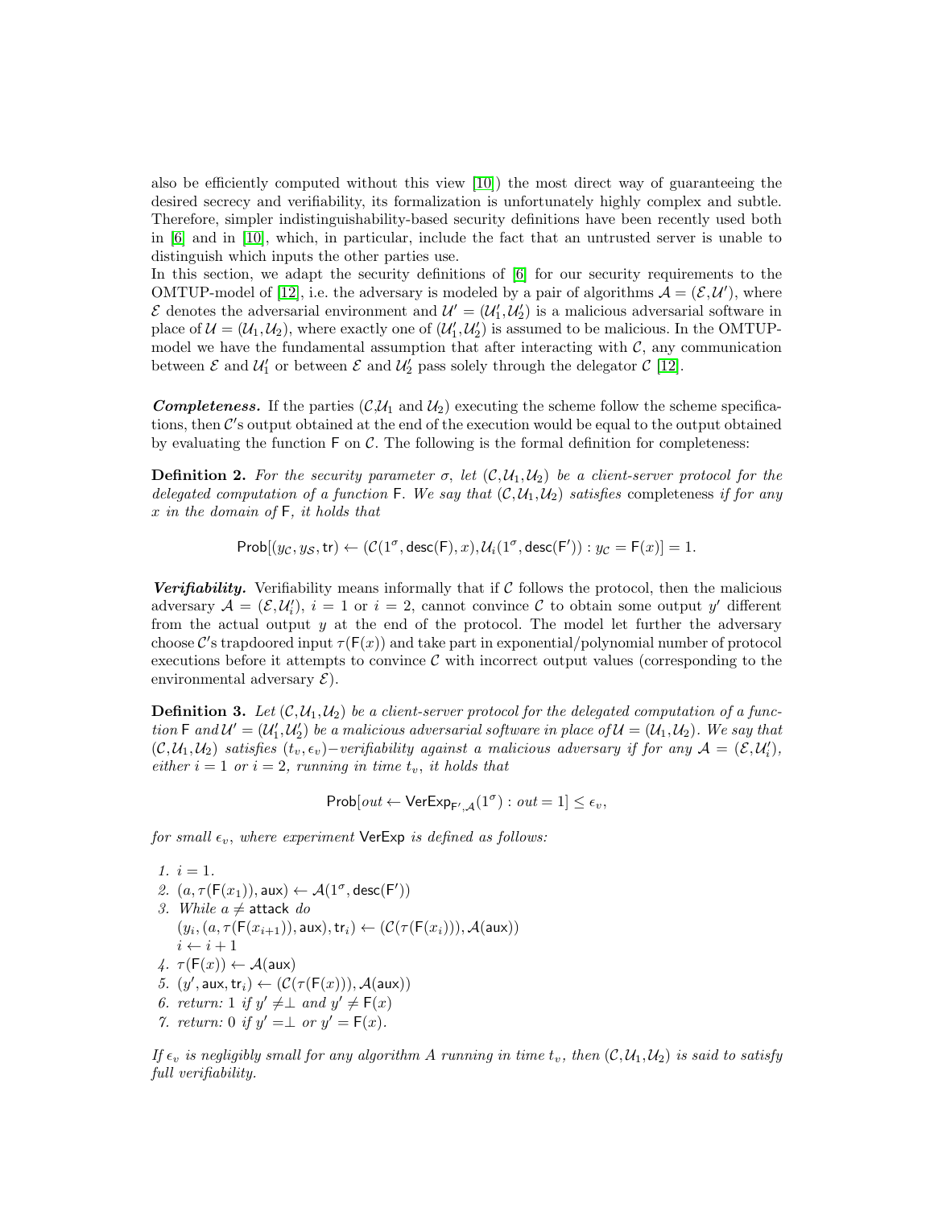also be efficiently computed without this view [10]) the most direct way of guaranteeing the desired secrecy and verifiability, its formalization is unfortunately highly complex and subtle. Therefore, simpler indistinguishability-based security definitions have been recently used both in [6] and in [10], which, in particular, include the fact that an untrusted server is unable to distinguish which inputs the other parties use.

In this section, we adapt the security definitions of [6] for our security requirements to the OMTUP-model of [12], i.e. the adversary is modeled by a pair of algorithms $\mathcal{A} = (\mathcal{E}, \mathcal{U}')$, where $\mathcal{E}$ denotes the adversarial environment and $\mathcal{U}' = (\mathcal{U}'_1, \mathcal{U}'_2)$ is a malicious adversarial software in place of $\mathcal{U} = (\mathcal{U}_1, \mathcal{U}_2)$, where exactly one of $(\mathcal{U}'_1, \mathcal{U}'_2)$ is assumed to be malicious. In the OMTUP-model we have the fundamental assumption that after interacting with $\mathcal{C}$, any communication between $\mathcal{E}$ and $\mathcal{U}'_1$ or between $\mathcal{E}$ and $\mathcal{U}'_2$ pass solely through the delegator $\mathcal{C}$ [12].

***Completeness.*** If the parties ($\mathcal{C}$,$\mathcal{U}_1$ and $\mathcal{U}_2$) executing the scheme follow the scheme specifications, then $\mathcal{C}$'s output obtained at the end of the execution would be equal to the output obtained by evaluating the function $\mathsf{F}$ on $\mathcal{C}$. The following is the formal definition for completeness:

**Definition 2.** *For the security parameter $\sigma$, let $(\mathcal{C}, \mathcal{U}_1, \mathcal{U}_2)$ be a client-server protocol for the delegated computation of a function $\mathsf{F}$. We say that $(\mathcal{C}, \mathcal{U}_1, \mathcal{U}_2)$ satisfies* completeness *if for any $x$ in the domain of $\mathsf{F}$, it holds that*

$$\mathsf{Prob}[(y_{\mathcal{C}}, y_{\mathcal{S}}, \mathsf{tr}) \leftarrow (\mathcal{C}(1^\sigma, \mathsf{desc}(\mathsf{F}), x), \mathcal{U}_i(1^\sigma, \mathsf{desc}(\mathsf{F}')) : y_{\mathcal{C}} = \mathsf{F}(x)] = 1.$$

***Verifiability.*** Verifiability means informally that if $\mathcal{C}$ follows the protocol, then the malicious adversary $\mathcal{A} = (\mathcal{E}, \mathcal{U}'_i)$, $i = 1$ or $i = 2$, cannot convince $\mathcal{C}$ to obtain some output $y'$ different from the actual output $y$ at the end of the protocol. The model let further the adversary choose $\mathcal{C}$'s trapdoored input $\tau(\mathsf{F}(x))$ and take part in exponential/polynomial number of protocol executions before it attempts to convince $\mathcal{C}$ with incorrect output values (corresponding to the environmental adversary $\mathcal{E}$).

**Definition 3.** *Let $(\mathcal{C}, \mathcal{U}_1, \mathcal{U}_2)$ be a client-server protocol for the delegated computation of a function $\mathsf{F}$ and $\mathcal{U}' = (\mathcal{U}'_1, \mathcal{U}'_2)$ be a malicious adversarial software in place of $\mathcal{U} = (\mathcal{U}_1, \mathcal{U}_2)$. We say that $(\mathcal{C}, \mathcal{U}_1, \mathcal{U}_2)$ satisfies $(t_v, \epsilon_v)-$verifiability against a malicious adversary if for any $\mathcal{A} = (\mathcal{E}, \mathcal{U}'_i)$, either $i = 1$ or $i = 2$, running in time $t_v$, it holds that*

$$\mathsf{Prob}[out \leftarrow \mathsf{VerExp}_{\mathsf{F}',\mathcal{A}}(1^\sigma) : out = 1] \leq \epsilon_v,$$

*for small $\epsilon_v$, where experiment* $\mathsf{VerExp}$ *is defined as follows:*

1. $i = 1$.
2. $(a, \tau(\mathsf{F}(x_1)), \mathsf{aux}) \leftarrow \mathcal{A}(1^\sigma, \mathsf{desc}(\mathsf{F}'))$
3. *While* $a \neq \mathsf{attack}$ *do*
   $(y_i, (a, \tau(\mathsf{F}(x_{i+1})), \mathsf{aux}), \mathsf{tr}_i) \leftarrow (\mathcal{C}(\tau(\mathsf{F}(x_i))), \mathcal{A}(\mathsf{aux}))$
   $i \leftarrow i + 1$
4. $\tau(\mathsf{F}(x)) \leftarrow \mathcal{A}(\mathsf{aux})$
5. $(y', \mathsf{aux}, \mathsf{tr}_i) \leftarrow (\mathcal{C}(\tau(\mathsf{F}(x))), \mathcal{A}(\mathsf{aux}))$
6. *return:* 1 *if* $y' \neq \perp$ *and* $y' \neq \mathsf{F}(x)$
7. *return:* 0 *if* $y' = \perp$ *or* $y' = \mathsf{F}(x)$.

*If $\epsilon_v$ is negligibly small for any algorithm $A$ running in time $t_v$, then $(\mathcal{C}, \mathcal{U}_1, \mathcal{U}_2)$ is said to satisfy full verifiability.*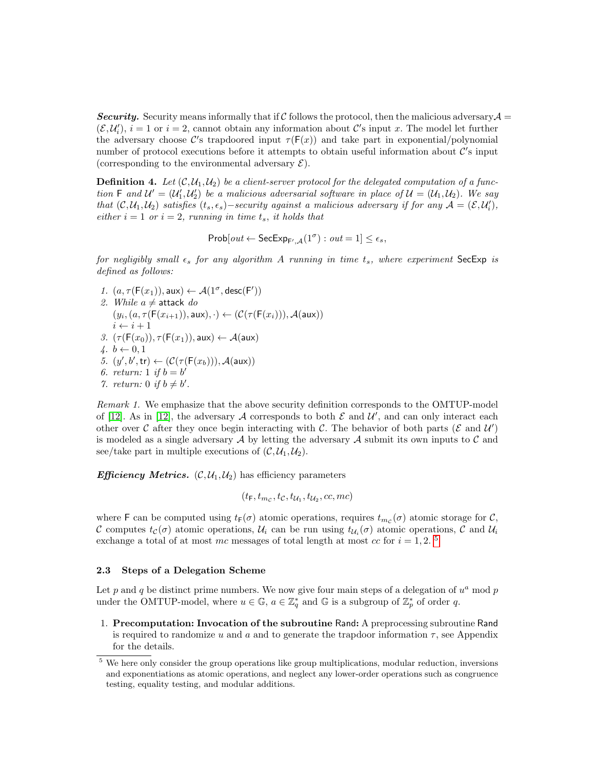***Security.*** Security means informally that if $\mathcal{C}$ follows the protocol, then the malicious adversary $\mathcal{A} = (\mathcal{E}, \mathcal{U}_i')$, $i = 1$ or $i = 2$, cannot obtain any information about $\mathcal{C}$'s input $x$. The model let further the adversary choose $\mathcal{C}$'s trapdoored input $\tau(\mathsf{F}(x))$ and take part in exponential/polynomial number of protocol executions before it attempts to obtain useful information about $\mathcal{C}$'s input (corresponding to the environmental adversary $\mathcal{E}$).

**Definition 4.** *Let $(\mathcal{C}, \mathcal{U}_1, \mathcal{U}_2)$ be a client-server protocol for the delegated computation of a function $\mathsf{F}$ and $\mathcal{U}' = (\mathcal{U}_1', \mathcal{U}_2')$ be a malicious adversarial software in place of $\mathcal{U} = (\mathcal{U}_1, \mathcal{U}_2)$. We say that $(\mathcal{C}, \mathcal{U}_1, \mathcal{U}_2)$ satisfies $(t_s, \epsilon_s)-$security against a malicious adversary if for any $\mathcal{A} = (\mathcal{E}, \mathcal{U}_i')$, either $i = 1$ or $i = 2$, running in time $t_s$, it holds that*

$$\mathsf{Prob}[out \leftarrow \mathsf{SecExp}_{\mathsf{F}',\mathcal{A}}(1^\sigma) : out = 1] \leq \epsilon_s,$$

*for negligibly small $\epsilon_s$ for any algorithm $A$ running in time $t_s$, where experiment* $\mathsf{SecExp}$ *is defined as follows:*

1. $(a, \tau(\mathsf{F}(x_1)), \mathsf{aux}) \leftarrow \mathcal{A}(1^\sigma, \mathsf{desc}(\mathsf{F}'))$
2. *While* $a \neq \mathsf{attack}$ *do*  
   $(y_i, (a, \tau(\mathsf{F}(x_{i+1})), \mathsf{aux}), \cdot) \leftarrow (\mathcal{C}(\tau(\mathsf{F}(x_i))), \mathcal{A}(\mathsf{aux}))$  
   $i \leftarrow i + 1$
3. $(\tau(\mathsf{F}(x_0)), \tau(\mathsf{F}(x_1)), \mathsf{aux}) \leftarrow \mathcal{A}(\mathsf{aux})$
4. $b \leftarrow 0, 1$
5. $(y', b', \mathsf{tr}) \leftarrow (\mathcal{C}(\tau(\mathsf{F}(x_b))), \mathcal{A}(\mathsf{aux}))$
6. *return:* $1$ *if* $b = b'$
7. *return:* $0$ *if* $b \neq b'$.

*Remark 1.* We emphasize that the above security definition corresponds to the OMTUP-model of [12]. As in [12], the adversary $\mathcal{A}$ corresponds to both $\mathcal{E}$ and $\mathcal{U}'$, and can only interact each other over $\mathcal{C}$ after they once begin interacting with $\mathcal{C}$. The behavior of both parts ($\mathcal{E}$ and $\mathcal{U}'$) is modeled as a single adversary $\mathcal{A}$ by letting the adversary $\mathcal{A}$ submit its own inputs to $\mathcal{C}$ and see/take part in multiple executions of $(\mathcal{C}, \mathcal{U}_1, \mathcal{U}_2)$.

***Efficiency Metrics.*** $(\mathcal{C}, \mathcal{U}_1, \mathcal{U}_2)$ has efficiency parameters

$$(t_\mathsf{F}, t_{m_\mathcal{C}}, t_\mathcal{C}, t_{\mathcal{U}_1}, t_{\mathcal{U}_2}, cc, mc)$$

where $\mathsf{F}$ can be computed using $t_\mathsf{F}(\sigma)$ atomic operations, requires $t_{m_\mathcal{C}}(\sigma)$ atomic storage for $\mathcal{C}$, $\mathcal{C}$ computes $t_\mathcal{C}(\sigma)$ atomic operations, $\mathcal{U}_i$ can be run using $t_{\mathcal{U}_i}(\sigma)$ atomic operations, $\mathcal{C}$ and $\mathcal{U}_i$ exchange a total of at most $mc$ messages of total length at most $cc$ for $i = 1, 2$. [5]

### 2.3 Steps of a Delegation Scheme

Let $p$ and $q$ be distinct prime numbers. We now give four main steps of a delegation of $u^a \bmod p$ under the OMTUP-model, where $u \in \mathbb{G}$, $a \in \mathbb{Z}_q^*$ and $\mathbb{G}$ is a subgroup of $\mathbb{Z}_p^*$ of order $q$.

1. **Precomputation: Invocation of the subroutine** $\mathsf{Rand}$**:** A preprocessing subroutine $\mathsf{Rand}$ is required to randomize $u$ and $a$ and to generate the trapdoor information $\tau$, see Appendix for the details.

[5] We here only consider the group operations like group multiplications, modular reduction, inversions and exponentiations as atomic operations, and neglect any lower-order operations such as congruence testing, equality testing, and modular additions.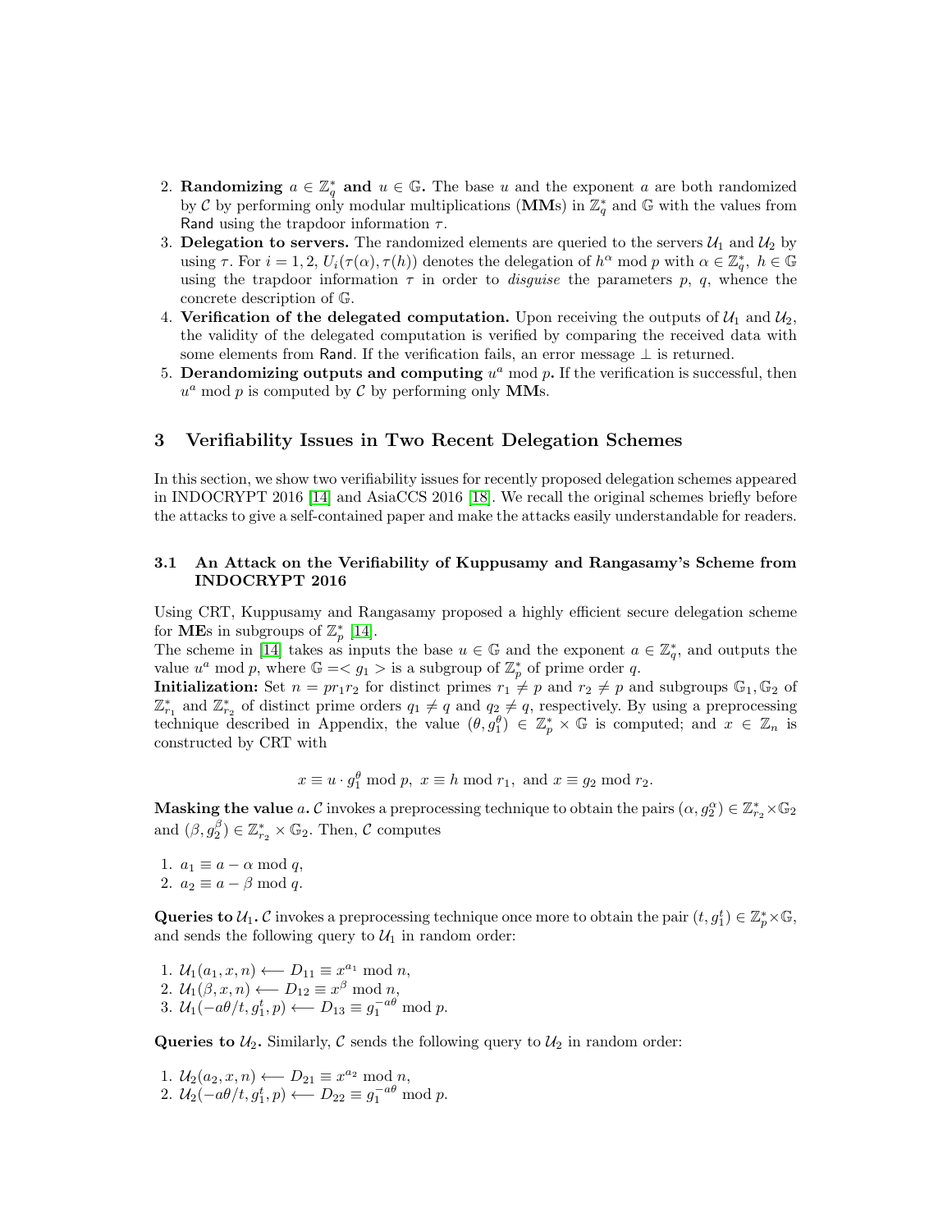2. **Randomizing $a \in \mathbb{Z}_q^*$ and $u \in \mathbb{G}$.** The base $u$ and the exponent $a$ are both randomized by $\mathcal{C}$ by performing only modular multiplications (**MM**s) in $\mathbb{Z}_q^*$ and $\mathbb{G}$ with the values from Rand using the trapdoor information $\tau$.
3. **Delegation to servers.** The randomized elements are queried to the servers $\mathcal{U}_1$ and $\mathcal{U}_2$ by using $\tau$. For $i = 1, 2$, $U_i(\tau(\alpha), \tau(h))$ denotes the delegation of $h^\alpha \bmod p$ with $\alpha \in \mathbb{Z}_q^*$, $h \in \mathbb{G}$ using the trapdoor information $\tau$ in order to *disguise* the parameters $p$, $q$, whence the concrete description of $\mathbb{G}$.
4. **Verification of the delegated computation.** Upon receiving the outputs of $\mathcal{U}_1$ and $\mathcal{U}_2$, the validity of the delegated computation is verified by comparing the received data with some elements from Rand. If the verification fails, an error message $\perp$ is returned.
5. **Derandomizing outputs and computing $u^a \bmod p$.** If the verification is successful, then $u^a \bmod p$ is computed by $\mathcal{C}$ by performing only **MM**s.

## 3 Verifiability Issues in Two Recent Delegation Schemes

In this section, we show two verifiability issues for recently proposed delegation schemes appeared in INDOCRYPT 2016 [14] and AsiaCCS 2016 [18]. We recall the original schemes briefly before the attacks to give a self-contained paper and make the attacks easily understandable for readers.

### 3.1 An Attack on the Verifiability of Kuppusamy and Rangasamy's Scheme from INDOCRYPT 2016

Using CRT, Kuppusamy and Rangasamy proposed a highly efficient secure delegation scheme for **ME**s in subgroups of $\mathbb{Z}_p^*$ [14].

The scheme in [14] takes as inputs the base $u \in \mathbb{G}$ and the exponent $a \in \mathbb{Z}_q^*$, and outputs the value $u^a \bmod p$, where $\mathbb{G} =< g_1 >$ is a subgroup of $\mathbb{Z}_p^*$ of prime order $q$.

**Initialization:** Set $n = pr_1r_2$ for distinct primes $r_1 \neq p$ and $r_2 \neq p$ and subgroups $\mathbb{G}_1, \mathbb{G}_2$ of $\mathbb{Z}_{r_1}^*$ and $\mathbb{Z}_{r_2}^*$ of distinct prime orders $q_1 \neq q$ and $q_2 \neq q$, respectively. By using a preprocessing technique described in Appendix, the value $(\theta, g_1^\theta) \in \mathbb{Z}_p^* \times \mathbb{G}$ is computed; and $x \in \mathbb{Z}_n$ is constructed by CRT with

$$x \equiv u \cdot g_1^\theta \bmod p,\ x \equiv h \bmod r_1,\ \text{and } x \equiv g_2 \bmod r_2.$$

**Masking the value $a$.** $\mathcal{C}$ invokes a preprocessing technique to obtain the pairs $(\alpha, g_2^\alpha) \in \mathbb{Z}_{r_2}^* \times \mathbb{G}_2$ and $(\beta, g_2^\beta) \in \mathbb{Z}_{r_2}^* \times \mathbb{G}_2$. Then, $\mathcal{C}$ computes

1. $a_1 \equiv a - \alpha \bmod q$,
2. $a_2 \equiv a - \beta \bmod q$.

**Queries to $\mathcal{U}_1$.** $\mathcal{C}$ invokes a preprocessing technique once more to obtain the pair $(t, g_1^t) \in \mathbb{Z}_p^* \times \mathbb{G}$, and sends the following query to $\mathcal{U}_1$ in random order:

1. $\mathcal{U}_1(a_1, x, n) \longleftarrow D_{11} \equiv x^{a_1} \bmod n$,
2. $\mathcal{U}_1(\beta, x, n) \longleftarrow D_{12} \equiv x^{\beta} \bmod n$,
3. $\mathcal{U}_1(-a\theta/t, g_1^t, p) \longleftarrow D_{13} \equiv g_1^{-a\theta} \bmod p$.

**Queries to $\mathcal{U}_2$.** Similarly, $\mathcal{C}$ sends the following query to $\mathcal{U}_2$ in random order:

1. $\mathcal{U}_2(a_2, x, n) \longleftarrow D_{21} \equiv x^{a_2} \bmod n$,
2. $\mathcal{U}_2(-a\theta/t, g_1^t, p) \longleftarrow D_{22} \equiv g_1^{-a\theta} \bmod p$.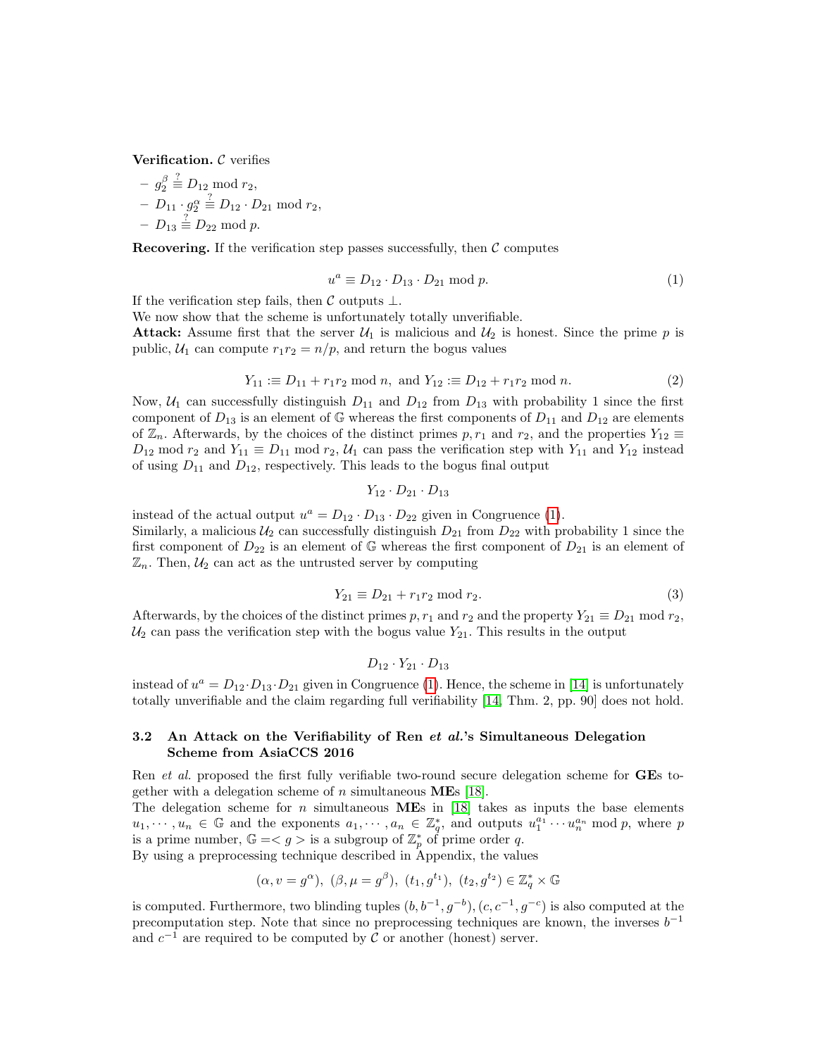**Verification.** $\mathcal{C}$ verifies

- $g_2^\beta \stackrel{?}{\equiv} D_{12} \bmod r_2$,
- $D_{11} \cdot g_2^\alpha \stackrel{?}{\equiv} D_{12} \cdot D_{21} \bmod r_2$,
- $D_{13} \stackrel{?}{\equiv} D_{22} \bmod p$.

**Recovering.** If the verification step passes successfully, then $\mathcal{C}$ computes

$$u^a \equiv D_{12} \cdot D_{13} \cdot D_{21} \bmod p. \tag{1}$$

If the verification step fails, then $\mathcal{C}$ outputs $\perp$.
We now show that the scheme is unfortunately totally unverifiable.
**Attack:** Assume first that the server $\mathcal{U}_1$ is malicious and $\mathcal{U}_2$ is honest. Since the prime $p$ is public, $\mathcal{U}_1$ can compute $r_1 r_2 = n/p$, and return the bogus values

$$Y_{11} :\equiv D_{11} + r_1 r_2 \bmod n, \text{ and } Y_{12} :\equiv D_{12} + r_1 r_2 \bmod n. \tag{2}$$

Now, $\mathcal{U}_1$ can successfully distinguish $D_{11}$ and $D_{12}$ from $D_{13}$ with probability 1 since the first component of $D_{13}$ is an element of $\mathbb{G}$ whereas the first components of $D_{11}$ and $D_{12}$ are elements of $\mathbb{Z}_n$. Afterwards, by the choices of the distinct primes $p, r_1$ and $r_2$, and the properties $Y_{12} \equiv D_{12} \bmod r_2$ and $Y_{11} \equiv D_{11} \bmod r_2$, $\mathcal{U}_1$ can pass the verification step with $Y_{11}$ and $Y_{12}$ instead of using $D_{11}$ and $D_{12}$, respectively. This leads to the bogus final output

$$Y_{12} \cdot D_{21} \cdot D_{13}$$

instead of the actual output $u^a = D_{12} \cdot D_{13} \cdot D_{22}$ given in Congruence (1).
Similarly, a malicious $\mathcal{U}_2$ can successfully distinguish $D_{21}$ from $D_{22}$ with probability 1 since the first component of $D_{22}$ is an element of $\mathbb{G}$ whereas the first component of $D_{21}$ is an element of $\mathbb{Z}_n$. Then, $\mathcal{U}_2$ can act as the untrusted server by computing

$$Y_{21} \equiv D_{21} + r_1 r_2 \bmod r_2. \tag{3}$$

Afterwards, by the choices of the distinct primes $p, r_1$ and $r_2$ and the property $Y_{21} \equiv D_{21} \bmod r_2$, $\mathcal{U}_2$ can pass the verification step with the bogus value $Y_{21}$. This results in the output

$$D_{12} \cdot Y_{21} \cdot D_{13}$$

instead of $u^a = D_{12} \cdot D_{13} \cdot D_{21}$ given in Congruence (1). Hence, the scheme in [14] is unfortunately totally unverifiable and the claim regarding full verifiability [14, Thm. 2, pp. 90] does not hold.

### 3.2 An Attack on the Verifiability of Ren *et al.*'s Simultaneous Delegation Scheme from AsiaCCS 2016

Ren *et al.* proposed the first fully verifiable two-round secure delegation scheme for **GE**s together with a delegation scheme of $n$ simultaneous **ME**s [18].
The delegation scheme for $n$ simultaneous **ME**s in [18] takes as inputs the base elements $u_1, \cdots, u_n \in \mathbb{G}$ and the exponents $a_1, \cdots, a_n \in \mathbb{Z}_q^*$, and outputs $u_1^{a_1} \cdots u_n^{a_n} \bmod p$, where $p$ is a prime number, $\mathbb{G} =< g >$ is a subgroup of $\mathbb{Z}_p^*$ of prime order $q$.
By using a preprocessing technique described in Appendix, the values

$$(\alpha, v = g^\alpha),\ (\beta, \mu = g^\beta),\ (t_1, g^{t_1}),\ (t_2, g^{t_2}) \in \mathbb{Z}_q^* \times \mathbb{G}$$

is computed. Furthermore, two blinding tuples $(b, b^{-1}, g^{-b}), (c, c^{-1}, g^{-c})$ is also computed at the precomputation step. Note that since no preprocessing techniques are known, the inverses $b^{-1}$ and $c^{-1}$ are required to be computed by $\mathcal{C}$ or another (honest) server.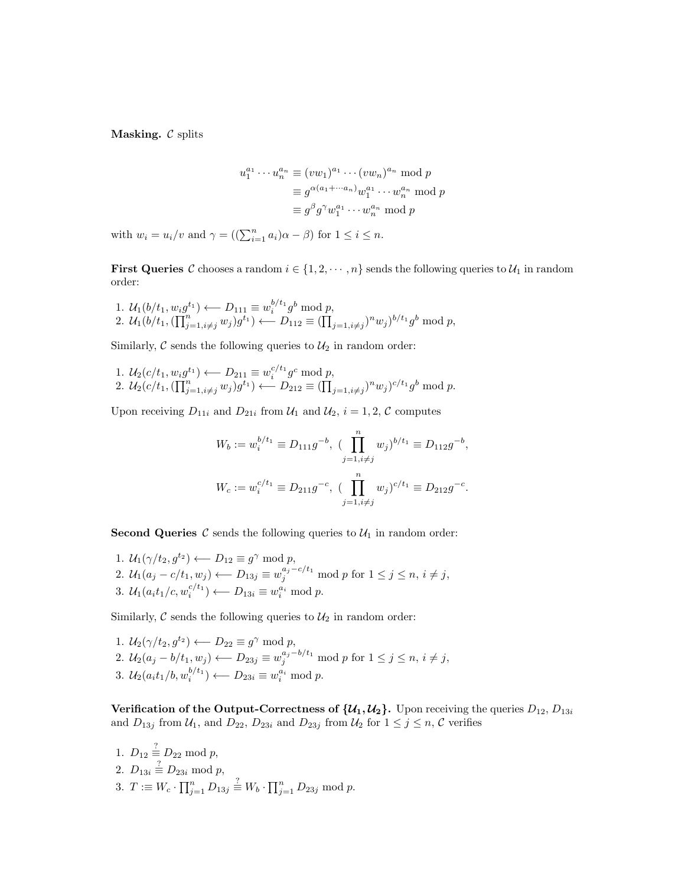**Masking.** $\mathcal{C}$ splits

$$
\begin{aligned}
u_1^{a_1} \cdots u_n^{a_n} &\equiv (vw_1)^{a_1} \cdots (vw_n)^{a_n} \bmod p \\
&\equiv g^{\alpha(a_1+\cdots a_n)} w_1^{a_1} \cdots w_n^{a_n} \bmod p \\
&\equiv g^{\beta} g^{\gamma} w_1^{a_1} \cdots w_n^{a_n} \bmod p
\end{aligned}
$$

with $w_i = u_i/v$ and $\gamma = ((\sum_{i=1}^n a_i)\alpha - \beta)$ for $1 \leq i \leq n$.

**First Queries** $\mathcal{C}$ chooses a random $i \in \{1, 2, \cdots, n\}$ sends the following queries to $\mathcal{U}_1$ in random order:

1. $\mathcal{U}_1(b/t_1, w_i g^{t_1}) \longleftarrow D_{111} \equiv w_i^{b/t_1} g^b \bmod p$,
2. $\mathcal{U}_1(b/t_1, (\prod_{j=1, i\neq j}^n w_j) g^{t_1}) \longleftarrow D_{112} \equiv (\prod_{j=1, i\neq j})^n w_j)^{b/t_1} g^b \bmod p$,

Similarly, $\mathcal{C}$ sends the following queries to $\mathcal{U}_2$ in random order:

1. $\mathcal{U}_2(c/t_1, w_i g^{t_1}) \longleftarrow D_{211} \equiv w_i^{c/t_1} g^c \bmod p$,
2. $\mathcal{U}_2(c/t_1, (\prod_{j=1, i\neq j}^n w_j) g^{t_1}) \longleftarrow D_{212} \equiv (\prod_{j=1, i\neq j})^n w_j)^{c/t_1} g^b \bmod p$.

Upon receiving $D_{11i}$ and $D_{21i}$ from $\mathcal{U}_1$ and $\mathcal{U}_2$, $i = 1, 2$, $\mathcal{C}$ computes

$$
W_b := w_i^{b/t_1} \equiv D_{111} g^{-b}, \ (\prod_{j=1, i\neq j}^n w_j)^{b/t_1} \equiv D_{112} g^{-b},
$$

$$
W_c := w_i^{c/t_1} \equiv D_{211} g^{-c}, \ (\prod_{j=1, i\neq j}^n w_j)^{c/t_1} \equiv D_{212} g^{-c}.
$$

**Second Queries** $\mathcal{C}$ sends the following queries to $\mathcal{U}_1$ in random order:

1. $\mathcal{U}_1(\gamma/t_2, g^{t_2}) \longleftarrow D_{12} \equiv g^{\gamma} \bmod p$,
2. $\mathcal{U}_1(a_j - c/t_1, w_j) \longleftarrow D_{13j} \equiv w_j^{a_j - c/t_1} \bmod p$ for $1 \leq j \leq n$, $i \neq j$,
3. $\mathcal{U}_1(a_i t_1/c, w_i^{c/t_1}) \longleftarrow D_{13i} \equiv w_i^{a_i} \bmod p$.

Similarly, $\mathcal{C}$ sends the following queries to $\mathcal{U}_2$ in random order:

1. $\mathcal{U}_2(\gamma/t_2, g^{t_2}) \longleftarrow D_{22} \equiv g^{\gamma} \bmod p$,
2. $\mathcal{U}_2(a_j - b/t_1, w_j) \longleftarrow D_{23j} \equiv w_j^{a_j - b/t_1} \bmod p$ for $1 \leq j \leq n$, $i \neq j$,
3. $\mathcal{U}_2(a_i t_1/b, w_i^{b/t_1}) \longleftarrow D_{23i} \equiv w_i^{a_i} \bmod p$.

**Verification of the Output-Correctness of $\{\mathcal{U}_1, \mathcal{U}_2\}$.** Upon receiving the queries $D_{12}$, $D_{13i}$ and $D_{13j}$ from $\mathcal{U}_1$, and $D_{22}$, $D_{23i}$ and $D_{23j}$ from $\mathcal{U}_2$ for $1 \leq j \leq n$, $\mathcal{C}$ verifies

1. $D_{12} \stackrel{?}{\equiv} D_{22} \bmod p$,
2. $D_{13i} \stackrel{?}{\equiv} D_{23i} \bmod p$,
3. $T :\equiv W_c \cdot \prod_{j=1}^n D_{13j} \stackrel{?}{\equiv} W_b \cdot \prod_{j=1}^n D_{23j} \bmod p$.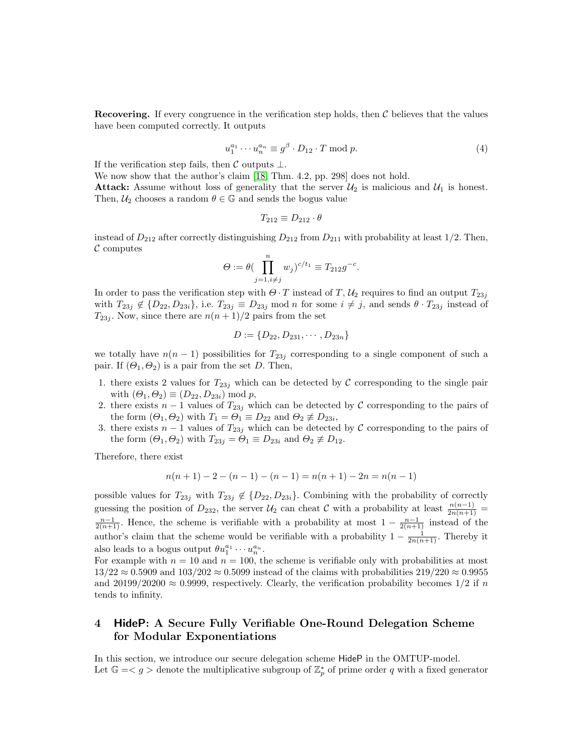**Recovering.** If every congruence in the verification step holds, then $\mathcal{C}$ believes that the values have been computed correctly. It outputs

$$u_1^{a_1} \cdots u_n^{a_n} \equiv g^{\beta} \cdot D_{12} \cdot T \bmod p. \tag{4}$$

If the verification step fails, then $\mathcal{C}$ outputs $\perp$.

We now show that the author's claim [18, Thm. 4.2, pp. 298] does not hold.

**Attack:** Assume without loss of generality that the server $\mathcal{U}_2$ is malicious and $\mathcal{U}_1$ is honest. Then, $\mathcal{U}_2$ chooses a random $\theta \in \mathbb{G}$ and sends the bogus value

$$T_{212} \equiv D_{212} \cdot \theta$$

instead of $D_{212}$ after correctly distinguishing $D_{212}$ from $D_{211}$ with probability at least 1/2. Then, $\mathcal{C}$ computes

$$\Theta := \theta\left(\prod_{j=1, i\neq j}^{n} w_j\right)^{c/t_1} \equiv T_{212} g^{-c}.$$

In order to pass the verification step with $\Theta \cdot T$ instead of $T$, $\mathcal{U}_2$ requires to find an output $T_{23j}$ with $T_{23j} \notin \{D_{22}, D_{23i}\}$, i.e. $T_{23j} \equiv D_{23j} \bmod n$ for some $i \neq j$, and sends $\theta \cdot T_{23j}$ instead of $T_{23j}$. Now, since there are $n(n+1)/2$ pairs from the set

$$D := \{D_{22}, D_{231}, \cdots, D_{23n}\}$$

we totally have $n(n-1)$ possibilities for $T_{23j}$ corresponding to a single component of such a pair. If $(\Theta_1, \Theta_2)$ is a pair from the set $D$. Then,

1. there exists 2 values for $T_{23j}$ which can be detected by $\mathcal{C}$ corresponding to the single pair with $(\Theta_1, \Theta_2) \equiv (D_{22}, D_{23i}) \bmod p$,
2. there exists $n-1$ values of $T_{23j}$ which can be detected by $\mathcal{C}$ corresponding to the pairs of the form $(\Theta_1, \Theta_2)$ with $T_1 = \Theta_1 \equiv D_{22}$ and $\Theta_2 \not\equiv D_{23i}$,
3. there exists $n-1$ values of $T_{23j}$ which can be detected by $\mathcal{C}$ corresponding to the pairs of the form $(\Theta_1, \Theta_2)$ with $T_{23j} = \Theta_1 \equiv D_{23i}$ and $\Theta_2 \not\equiv D_{12}$.

Therefore, there exist

$$n(n+1) - 2 - (n-1) - (n-1) = n(n+1) - 2n = n(n-1)$$

possible values for $T_{23j}$ with $T_{23j} \notin \{D_{22}, D_{23i}\}$. Combining with the probability of correctly guessing the position of $D_{232}$, the server $\mathcal{U}_2$ can cheat $\mathcal{C}$ with a probability at least $\frac{n(n-1)}{2n(n+1)} = \frac{n-1}{2(n+1)}$. Hence, the scheme is verifiable with a probability at most $1 - \frac{n-1}{2(n+1)}$ instead of the author's claim that the scheme would be verifiable with a probability $1 - \frac{1}{2n(n+1)}$. Thereby it also leads to a bogus output $\theta u_1^{a_1} \cdots u_n^{a_n}$.

For example with $n = 10$ and $n = 100$, the scheme is verifiable only with probabilities at most $13/22 \approx 0.5909$ and $103/202 \approx 0.5099$ instead of the claims with probabilities $219/220 \approx 0.9955$ and $20199/20200 \approx 0.9999$, respectively. Clearly, the verification probability becomes 1/2 if $n$ tends to infinity.

# 4 HideP: A Secure Fully Verifiable One-Round Delegation Scheme for Modular Exponentiations

In this section, we introduce our secure delegation scheme HideP in the OMTUP-model.

Let $\mathbb{G} = \langle g \rangle$ denote the multiplicative subgroup of $\mathbb{Z}_p^*$ of prime order $q$ with a fixed generator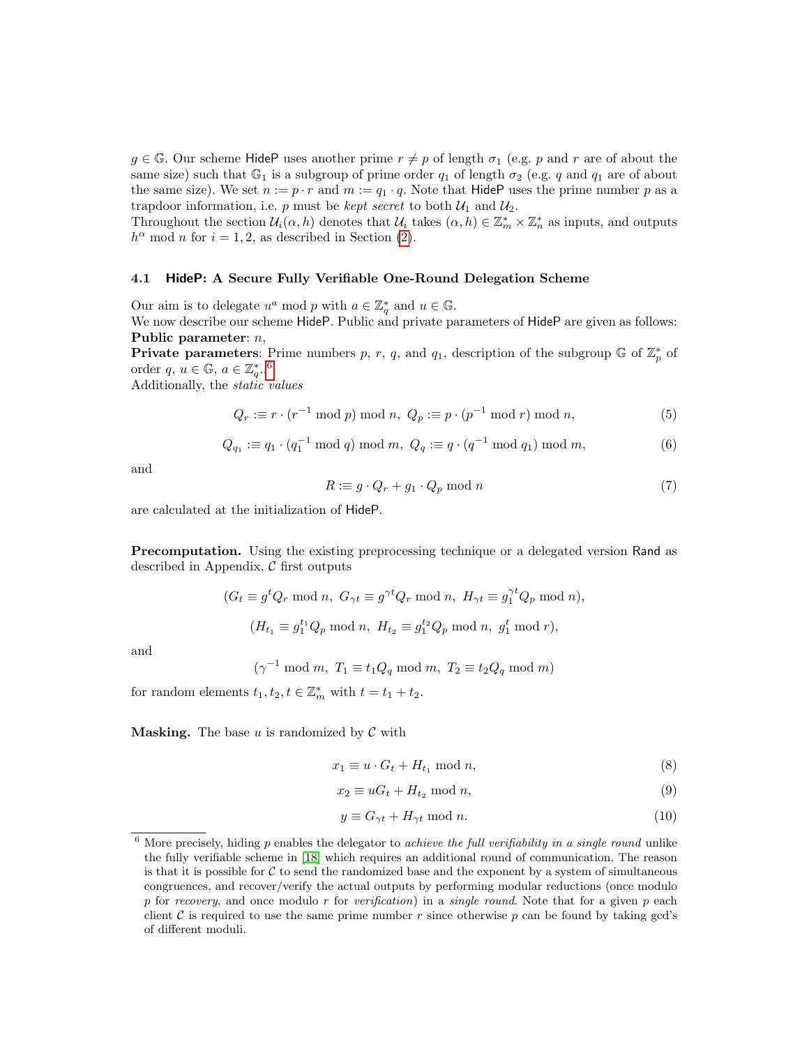$g \in \mathbb{G}$. Our scheme HideP uses another prime $r \neq p$ of length $\sigma_1$ (e.g. $p$ and $r$ are of about the same size) such that $\mathbb{G}_1$ is a subgroup of prime order $q_1$ of length $\sigma_2$ (e.g. $q$ and $q_1$ are of about the same size). We set $n := p \cdot r$ and $m := q_1 \cdot q$. Note that HideP uses the prime number $p$ as a trapdoor information, i.e. $p$ must be *kept secret* to both $\mathcal{U}_1$ and $\mathcal{U}_2$.
Throughout the section $\mathcal{U}_i(\alpha, h)$ denotes that $\mathcal{U}_i$ takes $(\alpha, h) \in \mathbb{Z}_m^* \times \mathbb{Z}_n^*$ as inputs, and outputs $h^\alpha \bmod n$ for $i = 1, 2$, as described in Section (2).

### 4.1 HideP: A Secure Fully Verifiable One-Round Delegation Scheme

Our aim is to delegate $u^a \bmod p$ with $a \in \mathbb{Z}_q^*$ and $u \in \mathbb{G}$.
We now describe our scheme HideP. Public and private parameters of HideP are given as follows:
**Public parameter**: $n$,
**Private parameters**: Prime numbers $p$, $r$, $q$, and $q_1$, description of the subgroup $\mathbb{G}$ of $\mathbb{Z}_p^*$ of order $q$, $u \in \mathbb{G}$, $a \in \mathbb{Z}_q^*$.[6]
Additionally, the *static values*

$$Q_r :\equiv r \cdot (r^{-1} \bmod p) \bmod n,\ Q_p :\equiv p \cdot (p^{-1} \bmod r) \bmod n, \tag{5}$$

$$Q_{q_1} :\equiv q_1 \cdot (q_1^{-1} \bmod q) \bmod m,\ Q_q :\equiv q \cdot (q^{-1} \bmod q_1) \bmod m, \tag{6}$$

and

$$R :\equiv g \cdot Q_r + g_1 \cdot Q_p \bmod n \tag{7}$$

are calculated at the initialization of HideP.

**Precomputation.** Using the existing preprocessing technique or a delegated version Rand as described in Appendix, $\mathcal{C}$ first outputs

$$(G_t \equiv g^t Q_r \bmod n,\ G_{\gamma t} \equiv g^{\gamma t} Q_r \bmod n,\ H_{\gamma t} \equiv g_1^{\gamma t} Q_p \bmod n),$$

$$(H_{t_1} \equiv g_1^{t_1} Q_p \bmod n,\ H_{t_2} \equiv g_1^{t_2} Q_p \bmod n,\ g_1^t \bmod r),$$

and

$$(\gamma^{-1} \bmod m,\ T_1 \equiv t_1 Q_q \bmod m,\ T_2 \equiv t_2 Q_q \bmod m)$$

for random elements $t_1, t_2, t \in \mathbb{Z}_m^*$ with $t = t_1 + t_2$.

**Masking.** The base $u$ is randomized by $\mathcal{C}$ with

$$x_1 \equiv u \cdot G_t + H_{t_1} \bmod n, \tag{8}$$

$$x_2 \equiv u G_t + H_{t_2} \bmod n, \tag{9}$$

$$y \equiv G_{\gamma t} + H_{\gamma t} \bmod n. \tag{10}$$

[6] More precisely, hiding $p$ enables the delegator to *achieve the full verifiability in a single round* unlike the fully verifiable scheme in [18] which requires an additional round of communication. The reason is that it is possible for $\mathcal{C}$ to send the randomized base and the exponent by a system of simultaneous congruences, and recover/verify the actual outputs by performing modular reductions (once modulo $p$ for *recovery*, and once modulo $r$ for *verification*) in a *single round*. Note that for a given $p$ each client $\mathcal{C}$ is required to use the same prime number $r$ since otherwise $p$ can be found by taking gcd's of different moduli.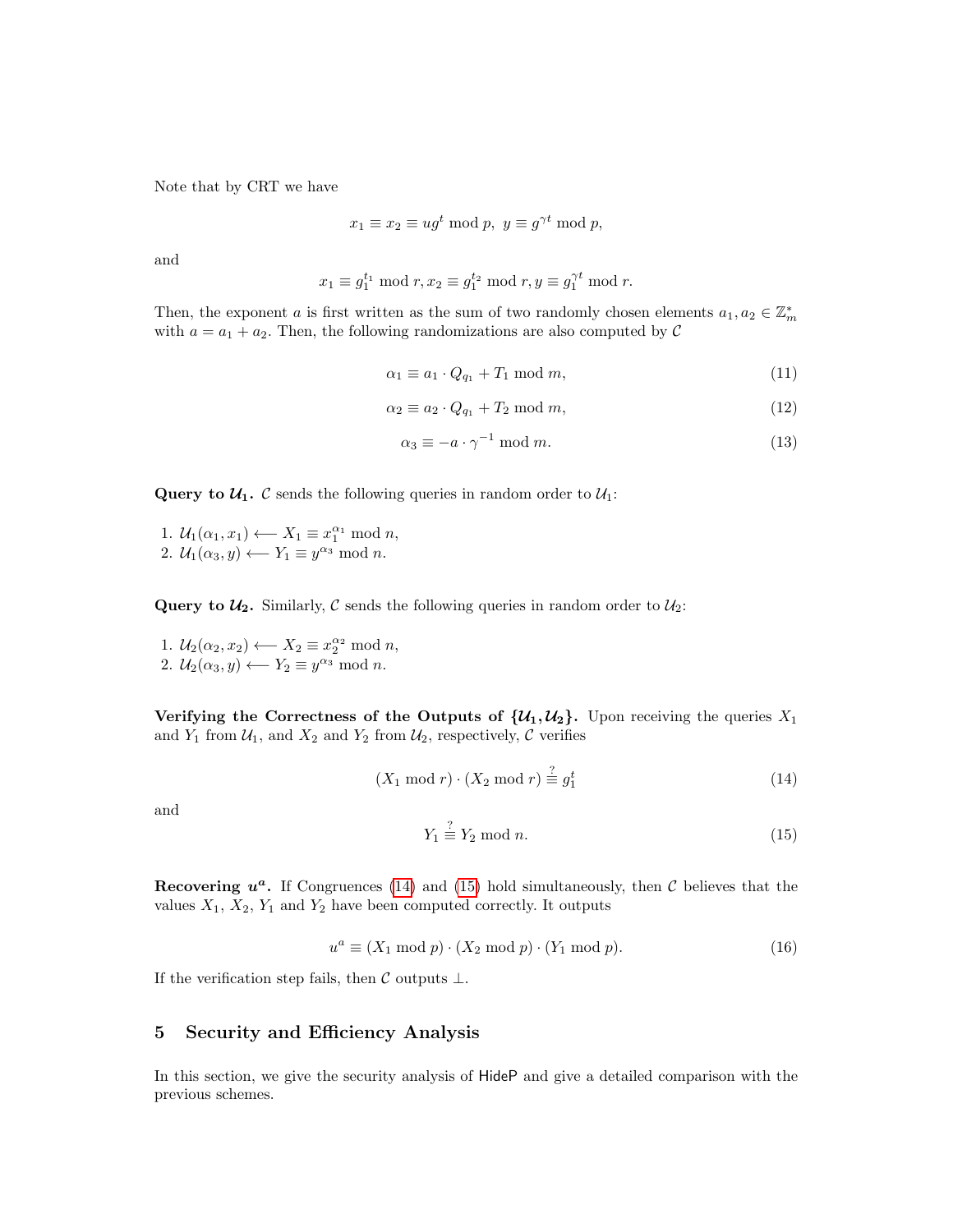Note that by CRT we have

$$x_1 \equiv x_2 \equiv ug^t \bmod p,\ \ y \equiv g^{\gamma t} \bmod p,$$

and

$$x_1 \equiv g_1^{t_1} \bmod r, x_2 \equiv g_1^{t_2} \bmod r, y \equiv g_1^{\gamma t} \bmod r.$$

Then, the exponent $a$ is first written as the sum of two randomly chosen elements $a_1, a_2 \in \mathbb{Z}_m^*$ with $a = a_1 + a_2$. Then, the following randomizations are also computed by $\mathcal{C}$

$$\alpha_1 \equiv a_1 \cdot Q_{q_1} + T_1 \bmod m, \tag{11}$$

$$\alpha_2 \equiv a_2 \cdot Q_{q_1} + T_2 \bmod m, \tag{12}$$

$$\alpha_3 \equiv -a \cdot \gamma^{-1} \bmod m. \tag{13}$$

**Query to $\mathcal{U}_1$.** $\mathcal{C}$ sends the following queries in random order to $\mathcal{U}_1$:

1. $\mathcal{U}_1(\alpha_1, x_1) \longleftarrow X_1 \equiv x_1^{\alpha_1} \bmod n$,
2. $\mathcal{U}_1(\alpha_3, y) \longleftarrow Y_1 \equiv y^{\alpha_3} \bmod n$.

**Query to $\mathcal{U}_2$.** Similarly, $\mathcal{C}$ sends the following queries in random order to $\mathcal{U}_2$:

1. $\mathcal{U}_2(\alpha_2, x_2) \longleftarrow X_2 \equiv x_2^{\alpha_2} \bmod n$,
2. $\mathcal{U}_2(\alpha_3, y) \longleftarrow Y_2 \equiv y^{\alpha_3} \bmod n$.

**Verifying the Correctness of the Outputs of $\{\mathcal{U}_1, \mathcal{U}_2\}$.** Upon receiving the queries $X_1$ and $Y_1$ from $\mathcal{U}_1$, and $X_2$ and $Y_2$ from $\mathcal{U}_2$, respectively, $\mathcal{C}$ verifies

$$(X_1 \bmod r) \cdot (X_2 \bmod r) \stackrel{?}{\equiv} g_1^t \tag{14}$$

and

$$Y_1 \stackrel{?}{\equiv} Y_2 \bmod n. \tag{15}$$

**Recovering $u^a$.** If Congruences (14) and (15) hold simultaneously, then $\mathcal{C}$ believes that the values $X_1$, $X_2$, $Y_1$ and $Y_2$ have been computed correctly. It outputs

$$u^a \equiv (X_1 \bmod p) \cdot (X_2 \bmod p) \cdot (Y_1 \bmod p). \tag{16}$$

If the verification step fails, then $\mathcal{C}$ outputs $\perp$.

## 5 Security and Efficiency Analysis

In this section, we give the security analysis of HideP and give a detailed comparison with the previous schemes.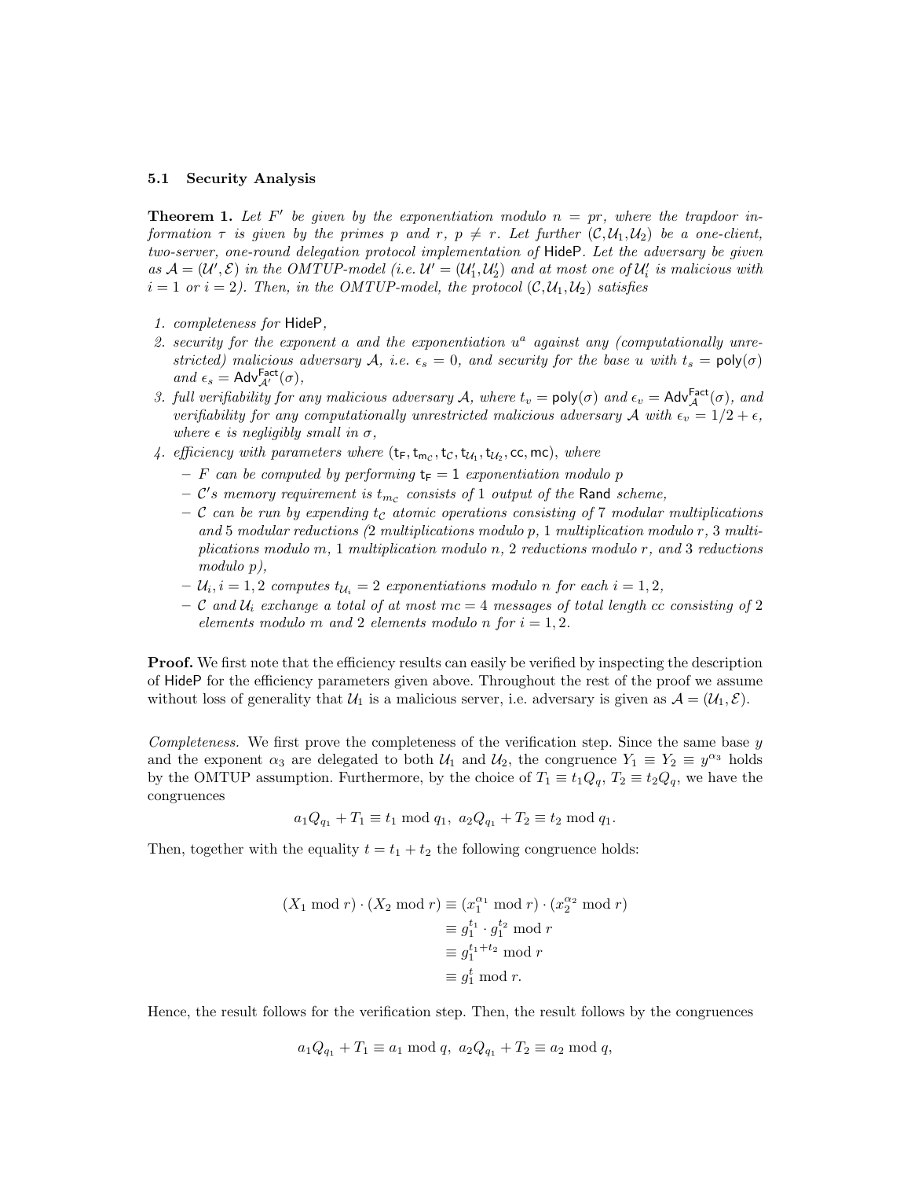### 5.1 Security Analysis

**Theorem 1.** *Let $F'$ be given by the exponentiation modulo $n = pr$, where the trapdoor information $\tau$ is given by the primes $p$ and $r$, $p \neq r$. Let further $(\mathcal{C}, \mathcal{U}_1, \mathcal{U}_2)$ be a one-client, two-server, one-round delegation protocol implementation of* HideP. *Let the adversary be given as $\mathcal{A} = (\mathcal{U}', \mathcal{E})$ in the OMTUP-model (i.e. $\mathcal{U}' = (\mathcal{U}_1', \mathcal{U}_2')$ and at most one of $\mathcal{U}_i'$ is malicious with $i = 1$ or $i = 2$). Then, in the OMTUP-model, the protocol $(\mathcal{C}, \mathcal{U}_1, \mathcal{U}_2)$ satisfies*

1. *completeness for* HideP,
2. *security for the exponent $a$ and the exponentiation $u^a$ against any (computationally unrestricted) malicious adversary $\mathcal{A}$, i.e. $\epsilon_s = 0$, and security for the base $u$ with $t_s = \mathsf{poly}(\sigma)$ and $\epsilon_s = \mathsf{Adv}^{\mathsf{Fact}}_{\mathcal{A}'}(\sigma)$,*
3. *full verifiability for any malicious adversary $\mathcal{A}$, where $t_v = \mathsf{poly}(\sigma)$ and $\epsilon_v = \mathsf{Adv}^{\mathsf{Fact}}_{\mathcal{A}}(\sigma)$, and verifiability for any computationally unrestricted malicious adversary $\mathcal{A}$ with $\epsilon_v = 1/2 + \epsilon$, where $\epsilon$ is negligibly small in $\sigma$,*
4. *efficiency with parameters where $(\mathsf{t_F}, \mathsf{t_{m_C}}, \mathsf{t_C}, \mathsf{t_{\mathcal{U}_1}}, \mathsf{t_{\mathcal{U}_2}}, \mathsf{cc}, \mathsf{mc})$, where*
   - *$F$ can be computed by performing $\mathsf{t_F} = 1$ exponentiation modulo $p$*
   - *$\mathcal{C}$'s memory requirement is $t_{m_\mathcal{C}}$ consists of 1 output of the* Rand *scheme,*
   - *$\mathcal{C}$ can be run by expending $\mathsf{t}_\mathcal{C}$ atomic operations consisting of 7 modular multiplications and 5 modular reductions (2 multiplications modulo $p$, 1 multiplication modulo $r$, 3 multiplications modulo $m$, 1 multiplication modulo $n$, 2 reductions modulo $r$, and 3 reductions modulo $p$),*
   - *$\mathcal{U}_i, i = 1, 2$ computes $\mathsf{t}_{\mathcal{U}_i} = 2$ exponentiations modulo $n$ for each $i = 1, 2$,*
   - *$\mathcal{C}$ and $\mathcal{U}_i$ exchange a total of at most $mc = 4$ messages of total length cc consisting of 2 elements modulo $m$ and 2 elements modulo $n$ for $i = 1, 2$.*

**Proof.** We first note that the efficiency results can easily be verified by inspecting the description of HideP for the efficiency parameters given above. Throughout the rest of the proof we assume without loss of generality that $\mathcal{U}_1$ is a malicious server, i.e. adversary is given as $\mathcal{A} = (\mathcal{U}_1, \mathcal{E})$.

*Completeness.* We first prove the completeness of the verification step. Since the same base $y$ and the exponent $\alpha_3$ are delegated to both $\mathcal{U}_1$ and $\mathcal{U}_2$, the congruence $Y_1 \equiv Y_2 \equiv y^{\alpha_3}$ holds by the OMTUP assumption. Furthermore, by the choice of $T_1 \equiv t_1 Q_q$, $T_2 \equiv t_2 Q_q$, we have the congruences

$$a_1 Q_{q_1} + T_1 \equiv t_1 \bmod q_1,\ a_2 Q_{q_1} + T_2 \equiv t_2 \bmod q_1.$$

Then, together with the equality $t = t_1 + t_2$ the following congruence holds:

$$\begin{aligned}
(X_1 \bmod r) \cdot (X_2 \bmod r) &\equiv (x_1^{\alpha_1} \bmod r) \cdot (x_2^{\alpha_2} \bmod r) \\
&\equiv g_1^{t_1} \cdot g_1^{t_2} \bmod r \\
&\equiv g_1^{t_1 + t_2} \bmod r \\
&\equiv g_1^{t} \bmod r.
\end{aligned}$$

Hence, the result follows for the verification step. Then, the result follows by the congruences

$$a_1 Q_{q_1} + T_1 \equiv a_1 \bmod q,\ a_2 Q_{q_1} + T_2 \equiv a_2 \bmod q,$$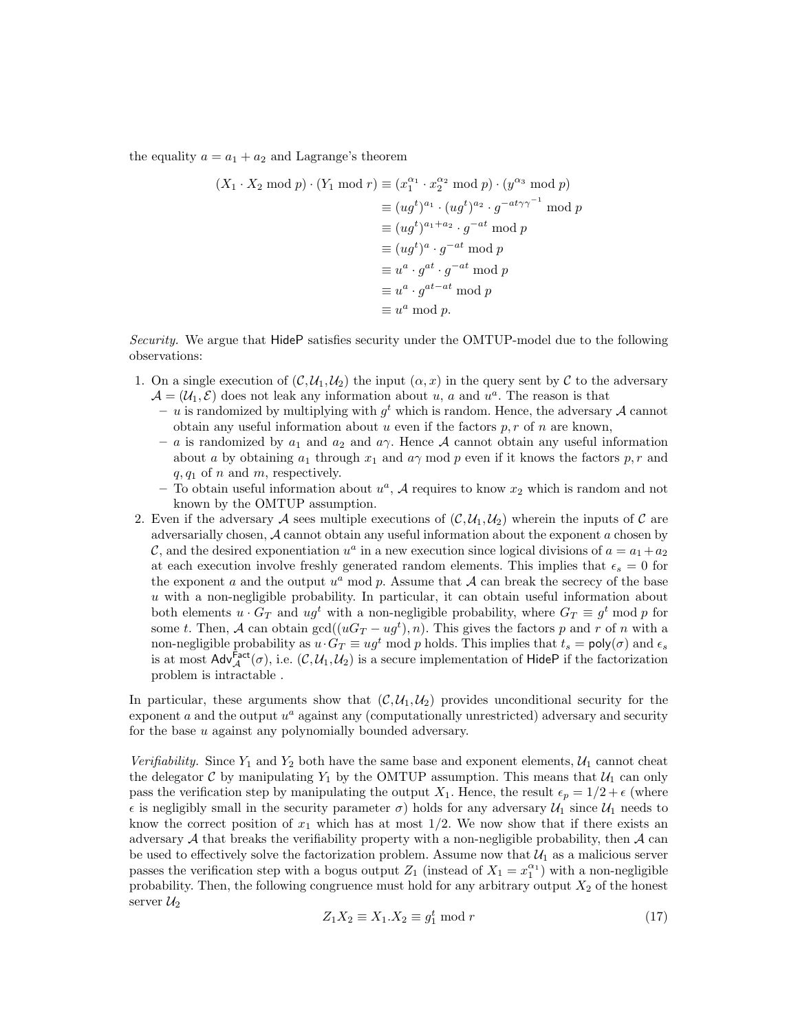the equality $a = a_1 + a_2$ and Lagrange's theorem

$$
\begin{aligned}
(X_1 \cdot X_2 \bmod p) \cdot (Y_1 \bmod r) &\equiv (x_1^{\alpha_1} \cdot x_2^{\alpha_2} \bmod p) \cdot (y^{\alpha_3} \bmod p) \\
&\equiv (ug^t)^{a_1} \cdot (ug^t)^{a_2} \cdot g^{-at\gamma\gamma^{-1}} \bmod p \\
&\equiv (ug^t)^{a_1+a_2} \cdot g^{-at} \bmod p \\
&\equiv (ug^t)^{a} \cdot g^{-at} \bmod p \\
&\equiv u^a \cdot g^{at} \cdot g^{-at} \bmod p \\
&\equiv u^a \cdot g^{at-at} \bmod p \\
&\equiv u^a \bmod p.
\end{aligned}
$$

*Security.* We argue that HideP satisfies security under the OMTUP-model due to the following observations:

1. On a single execution of $(\mathcal{C}, \mathcal{U}_1, \mathcal{U}_2)$ the input $(\alpha, x)$ in the query sent by $\mathcal{C}$ to the adversary $\mathcal{A} = (\mathcal{U}_1, \mathcal{E})$ does not leak any information about $u$, $a$ and $u^a$. The reason is that
   - $u$ is randomized by multiplying with $g^t$ which is random. Hence, the adversary $\mathcal{A}$ cannot obtain any useful information about $u$ even if the factors $p, r$ of $n$ are known,
   - $a$ is randomized by $a_1$ and $a_2$ and $a\gamma$. Hence $\mathcal{A}$ cannot obtain any useful information about $a$ by obtaining $a_1$ through $x_1$ and $a\gamma \bmod p$ even if it knows the factors $p, r$ and $q, q_1$ of $n$ and $m$, respectively.
   - To obtain useful information about $u^a$, $\mathcal{A}$ requires to know $x_2$ which is random and not known by the OMTUP assumption.
2. Even if the adversary $\mathcal{A}$ sees multiple executions of $(\mathcal{C}, \mathcal{U}_1, \mathcal{U}_2)$ wherein the inputs of $\mathcal{C}$ are adversarially chosen, $\mathcal{A}$ cannot obtain any useful information about the exponent $a$ chosen by $\mathcal{C}$, and the desired exponentiation $u^a$ in a new execution since logical divisions of $a = a_1 + a_2$ at each execution involve freshly generated random elements. This implies that $\epsilon_s = 0$ for the exponent $a$ and the output $u^a \bmod p$. Assume that $\mathcal{A}$ can break the secrecy of the base $u$ with a non-negligible probability. In particular, it can obtain useful information about both elements $u \cdot G_T$ and $ug^t$ with a non-negligible probability, where $G_T \equiv g^t \bmod p$ for some $t$. Then, $\mathcal{A}$ can obtain $\gcd((uG_T - ug^t), n)$. This gives the factors $p$ and $r$ of $n$ with a non-negligible probability as $u \cdot G_T \equiv ug^t \bmod p$ holds. This implies that $t_s = \mathsf{poly}(\sigma)$ and $\epsilon_s$ is at most $\mathsf{Adv}_{\mathcal{A}}^{\mathsf{Fact}}(\sigma)$, i.e. $(\mathcal{C}, \mathcal{U}_1, \mathcal{U}_2)$ is a secure implementation of HideP if the factorization problem is intractable .

In particular, these arguments show that $(\mathcal{C}, \mathcal{U}_1, \mathcal{U}_2)$ provides unconditional security for the exponent $a$ and the output $u^a$ against any (computationally unrestricted) adversary and security for the base $u$ against any polynomially bounded adversary.

*Verifiability.* Since $Y_1$ and $Y_2$ both have the same base and exponent elements, $\mathcal{U}_1$ cannot cheat the delegator $\mathcal{C}$ by manipulating $Y_1$ by the OMTUP assumption. This means that $\mathcal{U}_1$ can only pass the verification step by manipulating the output $X_1$. Hence, the result $\epsilon_p = 1/2 + \epsilon$ (where $\epsilon$ is negligibly small in the security parameter $\sigma$) holds for any adversary $\mathcal{U}_1$ since $\mathcal{U}_1$ needs to know the correct position of $x_1$ which has at most $1/2$. We now show that if there exists an adversary $\mathcal{A}$ that breaks the verifiability property with a non-negligible probability, then $\mathcal{A}$ can be used to effectively solve the factorization problem. Assume now that $\mathcal{U}_1$ as a malicious server passes the verification step with a bogus output $Z_1$ (instead of $X_1 = x_1^{\alpha_1}$) with a non-negligible probability. Then, the following congruence must hold for any arbitrary output $X_2$ of the honest server $\mathcal{U}_2$

$$
Z_1 X_2 \equiv X_1.X_2 \equiv g_1^t \bmod r \tag{17}
$$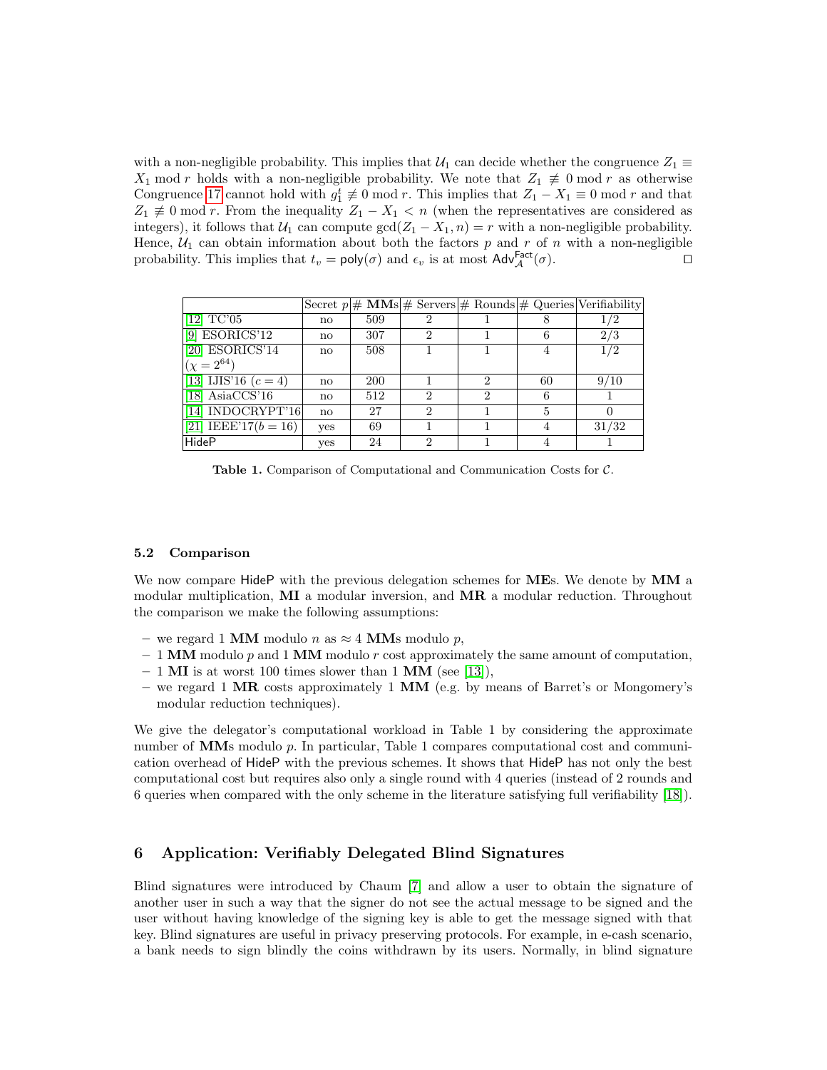with a non-negligible probability. This implies that $\mathcal{U}_1$ can decide whether the congruence $Z_1 \equiv X_1 \bmod r$ holds with a non-negligible probability. We note that $Z_1 \not\equiv 0 \bmod r$ as otherwise Congruence 17 cannot hold with $g_1^t \not\equiv 0 \bmod r$. This implies that $Z_1 - X_1 \equiv 0 \bmod r$ and that $Z_1 \not\equiv 0 \bmod r$. From the inequality $Z_1 - X_1 < n$ (when the representatives are considered as integers), it follows that $\mathcal{U}_1$ can compute $\gcd(Z_1 - X_1, n) = r$ with a non-negligible probability. Hence, $\mathcal{U}_1$ can obtain information about both the factors $p$ and $r$ of $n$ with a non-negligible probability. This implies that $t_v = \mathsf{poly}(\sigma)$ and $\epsilon_v$ is at most $\mathsf{Adv}_{\mathcal{A}}^{\mathsf{Fact}}(\sigma)$. ◻

| | Secret $p$ | # **MM**s | # Servers | # Rounds | # Queries | Verifiability |
|---|---|---|---|---|---|---|
| [12] TC'05 | no | 509 | 2 | 1 | 8 | 1/2 |
| [9] ESORICS'12 | no | 307 | 2 | 1 | 6 | 2/3 |
| [20] ESORICS'14 ($\chi = 2^{64}$) | no | 508 | 1 | 1 | 4 | 1/2 |
| [13] IJIS'16 ($c = 4$) | no | 200 | 1 | 2 | 60 | 9/10 |
| [18] AsiaCCS'16 | no | 512 | 2 | 2 | 6 | 1 |
| [14] INDOCRYPT'16 | no | 27 | 2 | 1 | 5 | 0 |
| [21] IEEE'17($b = 16$) | yes | 69 | 1 | 1 | 4 | 31/32 |
| HideP | yes | 24 | 2 | 1 | 4 | 1 |

**Table 1.** Comparison of Computational and Communication Costs for $\mathcal{C}$.

### 5.2 Comparison

We now compare HideP with the previous delegation schemes for **ME**s. We denote by **MM** a modular multiplication, **MI** a modular inversion, and **MR** a modular reduction. Throughout the comparison we make the following assumptions:

- we regard 1 **MM** modulo $n$ as $\approx 4$ **MM**s modulo $p$,
- 1 **MM** modulo $p$ and 1 **MM** modulo $r$ cost approximately the same amount of computation,
- 1 **MI** is at worst 100 times slower than 1 **MM** (see [13]),
- we regard 1 **MR** costs approximately 1 **MM** (e.g. by means of Barret's or Mongomery's modular reduction techniques).

We give the delegator's computational workload in Table 1 by considering the approximate number of **MM**s modulo $p$. In particular, Table 1 compares computational cost and communication overhead of HideP with the previous schemes. It shows that HideP has not only the best computational cost but requires also only a single round with 4 queries (instead of 2 rounds and 6 queries when compared with the only scheme in the literature satisfying full verifiability [18]).

## 6 Application: Verifiably Delegated Blind Signatures

Blind signatures were introduced by Chaum [7] and allow a user to obtain the signature of another user in such a way that the signer do not see the actual message to be signed and the user without having knowledge of the signing key is able to get the message signed with that key. Blind signatures are useful in privacy preserving protocols. For example, in e-cash scenario, a bank needs to sign blindly the coins withdrawn by its users. Normally, in blind signature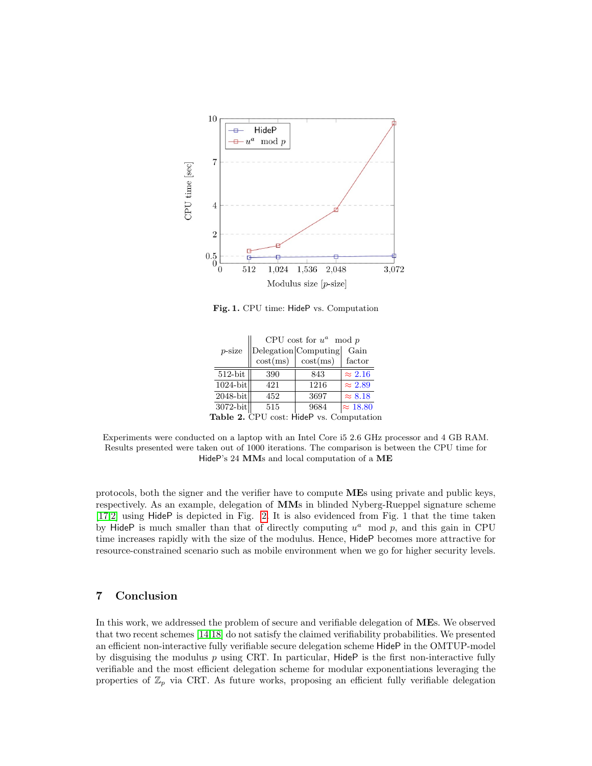Fig. 1. CPU time: HideP vs. Computation

| $p$-size | CPU cost for $u^a \mod p$ | | |
|---|---|---|---|
| | Delegation cost(ms) | Computing cost(ms) | Gain factor |
| 512-bit | 390 | 843 | $\approx 2.16$ |
| 1024-bit | 421 | 1216 | $\approx 2.89$ |
| 2048-bit | 452 | 3697 | $\approx 8.18$ |
| 3072-bit | 515 | 9684 | $\approx 18.80$ |

**Table 2.** CPU cost: HideP vs. Computation

Experiments were conducted on a laptop with an Intel Core i5 2.6 GHz processor and 4 GB RAM. Results presented were taken out of 1000 iterations. The comparison is between the CPU time for HideP's 24 **MM**s and local computation of a **ME**

protocols, both the signer and the verifier have to compute **ME**s using private and public keys, respectively. As an example, delegation of **MM**s in blinded Nyberg-Rueppel signature scheme [17,2] using HideP is depicted in Fig. 2. It is also evidenced from Fig. 1 that the time taken by HideP is much smaller than that of directly computing $u^a \mod p$, and this gain in CPU time increases rapidly with the size of the modulus. Hence, HideP becomes more attractive for resource-constrained scenario such as mobile environment when we go for higher security levels.

## 7 Conclusion

In this work, we addressed the problem of secure and verifiable delegation of **ME**s. We observed that two recent schemes [14,18] do not satisfy the claimed verifiability probabilities. We presented an efficient non-interactive fully verifiable secure delegation scheme HideP in the OMTUP-model by disguising the modulus $p$ using CRT. In particular, HideP is the first non-interactive fully verifiable and the most efficient delegation scheme for modular exponentiations leveraging the properties of $\mathbb{Z}_p$ via CRT. As future works, proposing an efficient fully verifiable delegation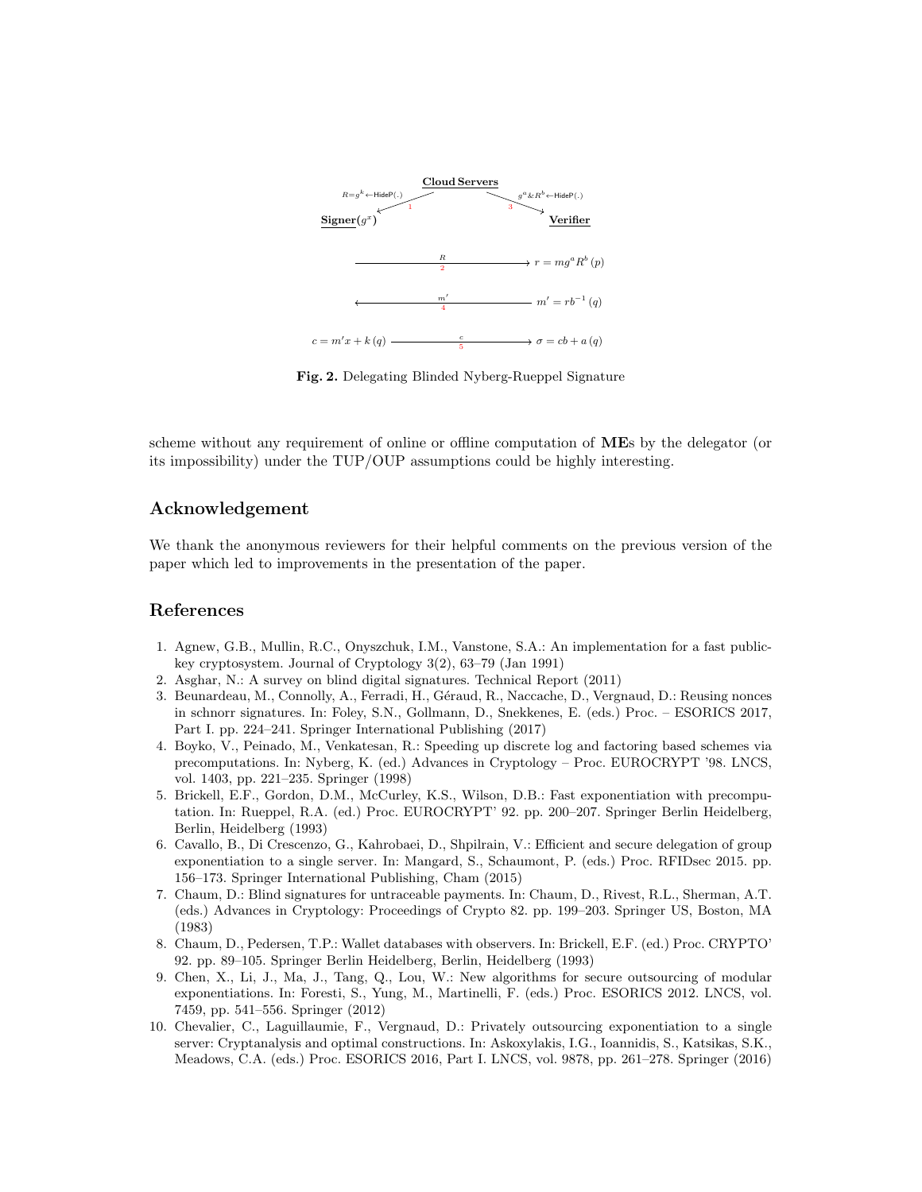**Cloud Servers**

$R=g^k \leftarrow \mathsf{HideP}(.)$ (1) → **Signer**($g^x$)

$g^a \& R^b \leftarrow \mathsf{HideP}(.)$ (3) → **Verifier**

Signer → Verifier: $R$ (2), $r = mg^a R^b \, (p)$

Verifier → Signer: $m'$ (4), $m' = rb^{-1} \, (q)$

$c = m'x + k \, (q)$, Signer → Verifier: $c$ (5), $\sigma = cb + a \, (q)$

**Fig. 2.** Delegating Blinded Nyberg-Rueppel Signature

scheme without any requirement of online or offline computation of **ME**s by the delegator (or its impossibility) under the TUP/OUP assumptions could be highly interesting.

## Acknowledgement

We thank the anonymous reviewers for their helpful comments on the previous version of the paper which led to improvements in the presentation of the paper.

## References

1. Agnew, G.B., Mullin, R.C., Onyszchuk, I.M., Vanstone, S.A.: An implementation for a fast public-key cryptosystem. Journal of Cryptology 3(2), 63–79 (Jan 1991)
2. Asghar, N.: A survey on blind digital signatures. Technical Report (2011)
3. Beunardeau, M., Connolly, A., Ferradi, H., Géraud, R., Naccache, D., Vergnaud, D.: Reusing nonces in schnorr signatures. In: Foley, S.N., Gollmann, D., Snekkenes, E. (eds.) Proc. – ESORICS 2017, Part I. pp. 224–241. Springer International Publishing (2017)
4. Boyko, V., Peinado, M., Venkatesan, R.: Speeding up discrete log and factoring based schemes via precomputations. In: Nyberg, K. (ed.) Advances in Cryptology – Proc. EUROCRYPT '98. LNCS, vol. 1403, pp. 221–235. Springer (1998)
5. Brickell, E.F., Gordon, D.M., McCurley, K.S., Wilson, D.B.: Fast exponentiation with precomputation. In: Rueppel, R.A. (ed.) Proc. EUROCRYPT' 92. pp. 200–207. Springer Berlin Heidelberg, Berlin, Heidelberg (1993)
6. Cavallo, B., Di Crescenzo, G., Kahrobaei, D., Shpilrain, V.: Efficient and secure delegation of group exponentiation to a single server. In: Mangard, S., Schaumont, P. (eds.) Proc. RFIDsec 2015. pp. 156–173. Springer International Publishing, Cham (2015)
7. Chaum, D.: Blind signatures for untraceable payments. In: Chaum, D., Rivest, R.L., Sherman, A.T. (eds.) Advances in Cryptology: Proceedings of Crypto 82. pp. 199–203. Springer US, Boston, MA (1983)
8. Chaum, D., Pedersen, T.P.: Wallet databases with observers. In: Brickell, E.F. (ed.) Proc. CRYPTO' 92. pp. 89–105. Springer Berlin Heidelberg, Berlin, Heidelberg (1993)
9. Chen, X., Li, J., Ma, J., Tang, Q., Lou, W.: New algorithms for secure outsourcing of modular exponentiations. In: Foresti, S., Yung, M., Martinelli, F. (eds.) Proc. ESORICS 2012. LNCS, vol. 7459, pp. 541–556. Springer (2012)
10. Chevalier, C., Laguillaumie, F., Vergnaud, D.: Privately outsourcing exponentiation to a single server: Cryptanalysis and optimal constructions. In: Askoxylakis, I.G., Ioannidis, S., Katsikas, S.K., Meadows, C.A. (eds.) Proc. ESORICS 2016, Part I. LNCS, vol. 9878, pp. 261–278. Springer (2016)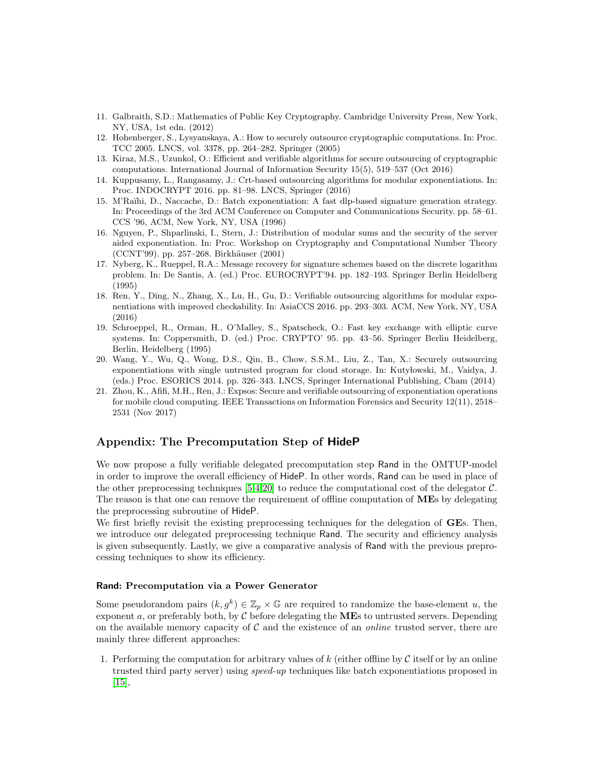11. Galbraith, S.D.: Mathematics of Public Key Cryptography. Cambridge University Press, New York, NY, USA, 1st edn. (2012)
12. Hohenberger, S., Lysyanskaya, A.: How to securely outsource cryptographic computations. In: Proc. TCC 2005. LNCS, vol. 3378, pp. 264–282. Springer (2005)
13. Kiraz, M.S., Uzunkol, O.: Efficient and verifiable algorithms for secure outsourcing of cryptographic computations. International Journal of Information Security 15(5), 519–537 (Oct 2016)
14. Kuppusamy, L., Rangasamy, J.: Crt-based outsourcing algorithms for modular exponentiations. In: Proc. INDOCRYPT 2016. pp. 81–98. LNCS, Springer (2016)
15. M'Raïhi, D., Naccache, D.: Batch exponentiation: A fast dlp-based signature generation strategy. In: Proceedings of the 3rd ACM Conference on Computer and Communications Security. pp. 58–61. CCS '96, ACM, New York, NY, USA (1996)
16. Nguyen, P., Shparlinski, I., Stern, J.: Distribution of modular sums and the security of the server aided exponentiation. In: Proc. Workshop on Cryptography and Computational Number Theory (CCNT'99). pp. 257–268. Birkhäuser (2001)
17. Nyberg, K., Rueppel, R.A.: Message recovery for signature schemes based on the discrete logarithm problem. In: De Santis, A. (ed.) Proc. EUROCRYPT'94. pp. 182–193. Springer Berlin Heidelberg (1995)
18. Ren, Y., Ding, N., Zhang, X., Lu, H., Gu, D.: Verifiable outsourcing algorithms for modular exponentiations with improved checkability. In: AsiaCCS 2016. pp. 293–303. ACM, New York, NY, USA (2016)
19. Schroeppel, R., Orman, H., O'Malley, S., Spatscheck, O.: Fast key exchange with elliptic curve systems. In: Coppersmith, D. (ed.) Proc. CRYPTO' 95. pp. 43–56. Springer Berlin Heidelberg, Berlin, Heidelberg (1995)
20. Wang, Y., Wu, Q., Wong, D.S., Qin, B., Chow, S.S.M., Liu, Z., Tan, X.: Securely outsourcing exponentiations with single untrusted program for cloud storage. In: Kutyłowski, M., Vaidya, J. (eds.) Proc. ESORICS 2014. pp. 326–343. LNCS, Springer International Publishing, Cham (2014)
21. Zhou, K., Afifi, M.H., Ren, J.: Expsos: Secure and verifiable outsourcing of exponentiation operations for mobile cloud computing. IEEE Transactions on Information Forensics and Security 12(11), 2518–2531 (Nov 2017)

## Appendix: The Precomputation Step of HideP

We now propose a fully verifiable delegated precomputation step Rand in the OMTUP-model in order to improve the overall efficiency of HideP. In other words, Rand can be used in place of the other preprocessing techniques [5,4,20] to reduce the computational cost of the delegator $\mathcal{C}$. The reason is that one can remove the requirement of offline computation of **ME**s by delegating the preprocessing subroutine of HideP.
We first briefly revisit the existing preprocessing techniques for the delegation of **GE**s. Then, we introduce our delegated preprocessing technique Rand. The security and efficiency analysis is given subsequently. Lastly, we give a comparative analysis of Rand with the previous preprocessing techniques to show its efficiency.

### Rand: Precomputation via a Power Generator

Some pseudorandom pairs $(k, g^k) \in \mathbb{Z}_p \times \mathbb{G}$ are required to randomize the base-element $u$, the exponent $a$, or preferably both, by $\mathcal{C}$ before delegating the **ME**s to untrusted servers. Depending on the available memory capacity of $\mathcal{C}$ and the existence of an *online* trusted server, there are mainly three different approaches:

1. Performing the computation for arbitrary values of $k$ (either offline by $\mathcal{C}$ itself or by an online trusted third party server) using *speed-up* techniques like batch exponentiations proposed in [15],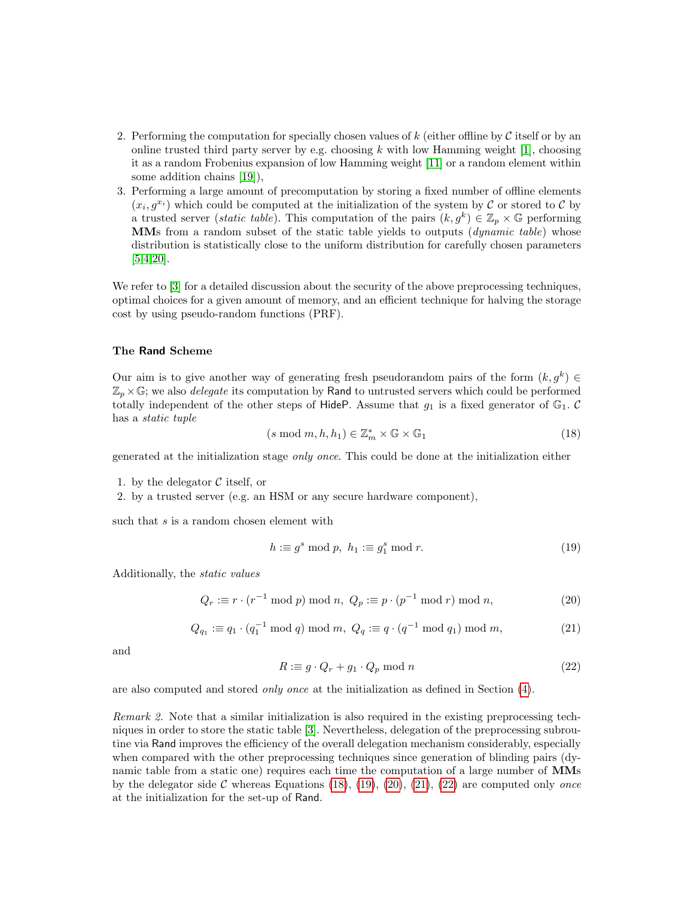2. Performing the computation for specially chosen values of $k$ (either offline by $\mathcal{C}$ itself or by an online trusted third party server by e.g. choosing $k$ with low Hamming weight [1], choosing it as a random Frobenius expansion of low Hamming weight [11] or a random element within some addition chains [19]),
3. Performing a large amount of precomputation by storing a fixed number of offline elements $(x_i, g^{x_i})$ which could be computed at the initialization of the system by $\mathcal{C}$ or stored to $\mathcal{C}$ by a trusted server (*static table*). This computation of the pairs $(k, g^k) \in \mathbb{Z}_p \times \mathbb{G}$ performing **MM**s from a random subset of the static table yields to outputs (*dynamic table*) whose distribution is statistically close to the uniform distribution for carefully chosen parameters [5,4,20].

We refer to [3] for a detailed discussion about the security of the above preprocessing techniques, optimal choices for a given amount of memory, and an efficient technique for halving the storage cost by using pseudo-random functions (PRF).

### The Rand Scheme

Our aim is to give another way of generating fresh pseudorandom pairs of the form $(k, g^k) \in \mathbb{Z}_p \times \mathbb{G}$; we also *delegate* its computation by Rand to untrusted servers which could be performed totally independent of the other steps of HideP. Assume that $g_1$ is a fixed generator of $\mathbb{G}_1$. $\mathcal{C}$ has a *static tuple*

$$(s \bmod m, h, h_1) \in \mathbb{Z}_m^* \times \mathbb{G} \times \mathbb{G}_1 \tag{18}$$

generated at the initialization stage *only once*. This could be done at the initialization either

1. by the delegator $\mathcal{C}$ itself, or
2. by a trusted server (e.g. an HSM or any secure hardware component),

such that $s$ is a random chosen element with

$$h :\equiv g^s \bmod p, \ h_1 :\equiv g_1^s \bmod r. \tag{19}$$

Additionally, the *static values*

$$Q_r :\equiv r \cdot (r^{-1} \bmod p) \bmod n, \ Q_p :\equiv p \cdot (p^{-1} \bmod r) \bmod n, \tag{20}$$

$$Q_{q_1} :\equiv q_1 \cdot (q_1^{-1} \bmod q) \bmod m, \ Q_q :\equiv q \cdot (q^{-1} \bmod q_1) \bmod m, \tag{21}$$

and

$$R :\equiv g \cdot Q_r + g_1 \cdot Q_p \bmod n \tag{22}$$

are also computed and stored *only once* at the initialization as defined in Section (4).

*Remark 2.* Note that a similar initialization is also required in the existing preprocessing techniques in order to store the static table [3]. Nevertheless, delegation of the preprocessing subroutine via Rand improves the efficiency of the overall delegation mechanism considerably, especially when compared with the other preprocessing techniques since generation of blinding pairs (dynamic table from a static one) requires each time the computation of a large number of **MM**s by the delegator side $\mathcal{C}$ whereas Equations (18), (19), (20), (21), (22) are computed only *once* at the initialization for the set-up of Rand.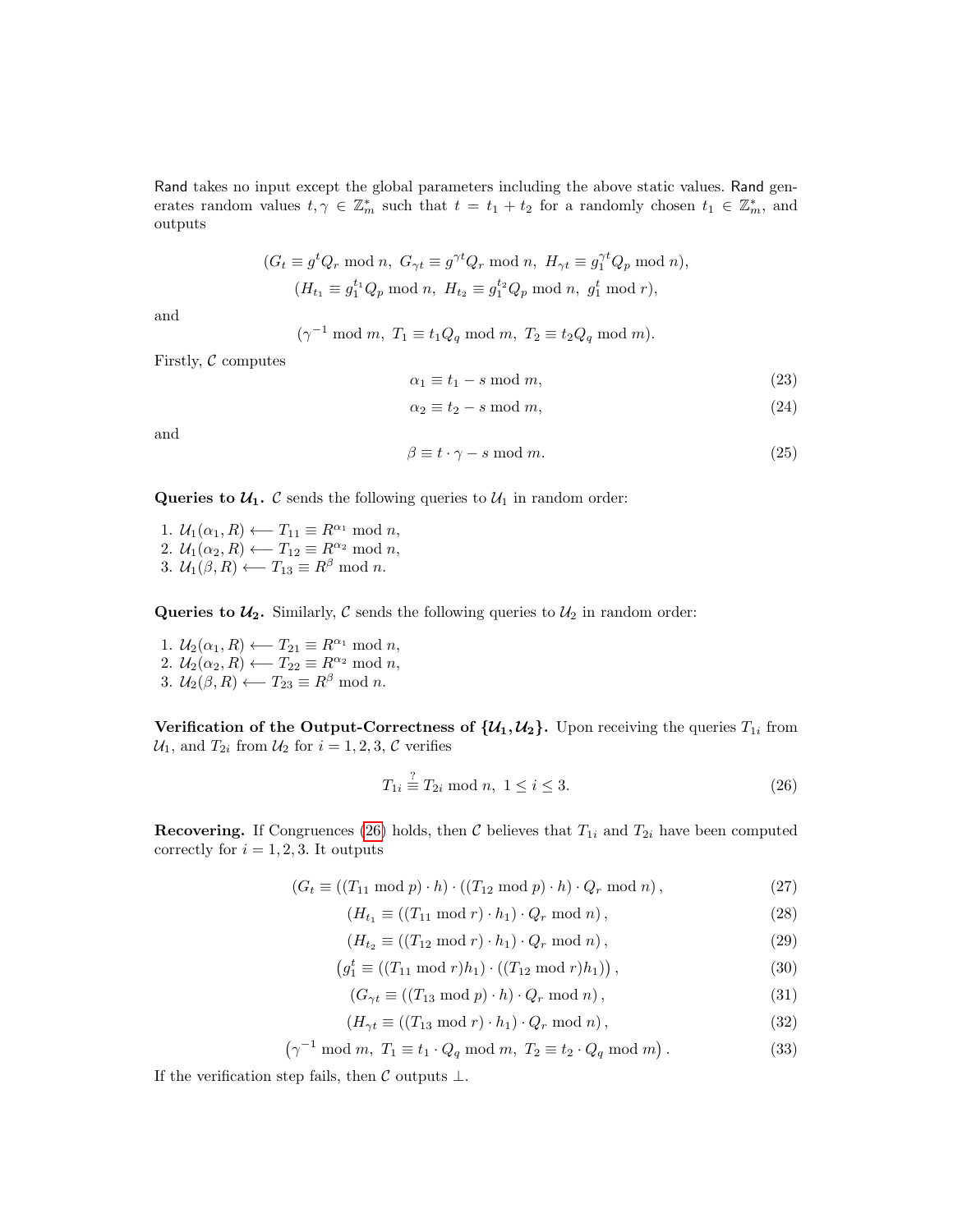Rand takes no input except the global parameters including the above static values. Rand generates random values $t, \gamma \in \mathbb{Z}_m^*$ such that $t = t_1 + t_2$ for a randomly chosen $t_1 \in \mathbb{Z}_m^*$, and outputs

$$(G_t \equiv g^t Q_r \bmod n,\ G_{\gamma t} \equiv g^{\gamma t} Q_r \bmod n,\ H_{\gamma t} \equiv g_1^{\gamma t} Q_p \bmod n),$$
$$(H_{t_1} \equiv g_1^{t_1} Q_p \bmod n,\ H_{t_2} \equiv g_1^{t_2} Q_p \bmod n,\ g_1^t \bmod r),$$

and

$$(\gamma^{-1} \bmod m,\ T_1 \equiv t_1 Q_q \bmod m,\ T_2 \equiv t_2 Q_q \bmod m).$$

Firstly, $\mathcal{C}$ computes

$$\alpha_1 \equiv t_1 - s \bmod m, \tag{23}$$

$$\alpha_2 \equiv t_2 - s \bmod m, \tag{24}$$

and

$$\beta \equiv t \cdot \gamma - s \bmod m. \tag{25}$$

**Queries to $\mathcal{U}_1$.** $\mathcal{C}$ sends the following queries to $\mathcal{U}_1$ in random order:

1. $\mathcal{U}_1(\alpha_1, R) \longleftarrow T_{11} \equiv R^{\alpha_1} \bmod n$,
2. $\mathcal{U}_1(\alpha_2, R) \longleftarrow T_{12} \equiv R^{\alpha_2} \bmod n$,
3. $\mathcal{U}_1(\beta, R) \longleftarrow T_{13} \equiv R^{\beta} \bmod n$.

**Queries to $\mathcal{U}_2$.** Similarly, $\mathcal{C}$ sends the following queries to $\mathcal{U}_2$ in random order:

1. $\mathcal{U}_2(\alpha_1, R) \longleftarrow T_{21} \equiv R^{\alpha_1} \bmod n$,
2. $\mathcal{U}_2(\alpha_2, R) \longleftarrow T_{22} \equiv R^{\alpha_2} \bmod n$,
3. $\mathcal{U}_2(\beta, R) \longleftarrow T_{23} \equiv R^{\beta} \bmod n$.

**Verification of the Output-Correctness of $\{\mathcal{U}_1, \mathcal{U}_2\}$.** Upon receiving the queries $T_{1i}$ from $\mathcal{U}_1$, and $T_{2i}$ from $\mathcal{U}_2$ for $i = 1, 2, 3$, $\mathcal{C}$ verifies

$$T_{1i} \stackrel{?}{\equiv} T_{2i} \bmod n,\ 1 \le i \le 3. \tag{26}$$

**Recovering.** If Congruences (26) holds, then $\mathcal{C}$ believes that $T_{1i}$ and $T_{2i}$ have been computed correctly for $i = 1, 2, 3$. It outputs

$$(G_t \equiv ((T_{11} \bmod p) \cdot h) \cdot ((T_{12} \bmod p) \cdot h) \cdot Q_r \bmod n), \tag{27}$$

$$(H_{t_1} \equiv ((T_{11} \bmod r) \cdot h_1) \cdot Q_r \bmod n), \tag{28}$$

$$(H_{t_2} \equiv ((T_{12} \bmod r) \cdot h_1) \cdot Q_r \bmod n), \tag{29}$$

$$\left(g_1^t \equiv ((T_{11} \bmod r) h_1) \cdot ((T_{12} \bmod r) h_1)\right), \tag{30}$$

$$(G_{\gamma t} \equiv ((T_{13} \bmod p) \cdot h) \cdot Q_r \bmod n), \tag{31}$$

$$(H_{\gamma t} \equiv ((T_{13} \bmod r) \cdot h_1) \cdot Q_r \bmod n), \tag{32}$$

$$\left(\gamma^{-1} \bmod m,\ T_1 \equiv t_1 \cdot Q_q \bmod m,\ T_2 \equiv t_2 \cdot Q_q \bmod m\right). \tag{33}$$

If the verification step fails, then $\mathcal{C}$ outputs $\perp$.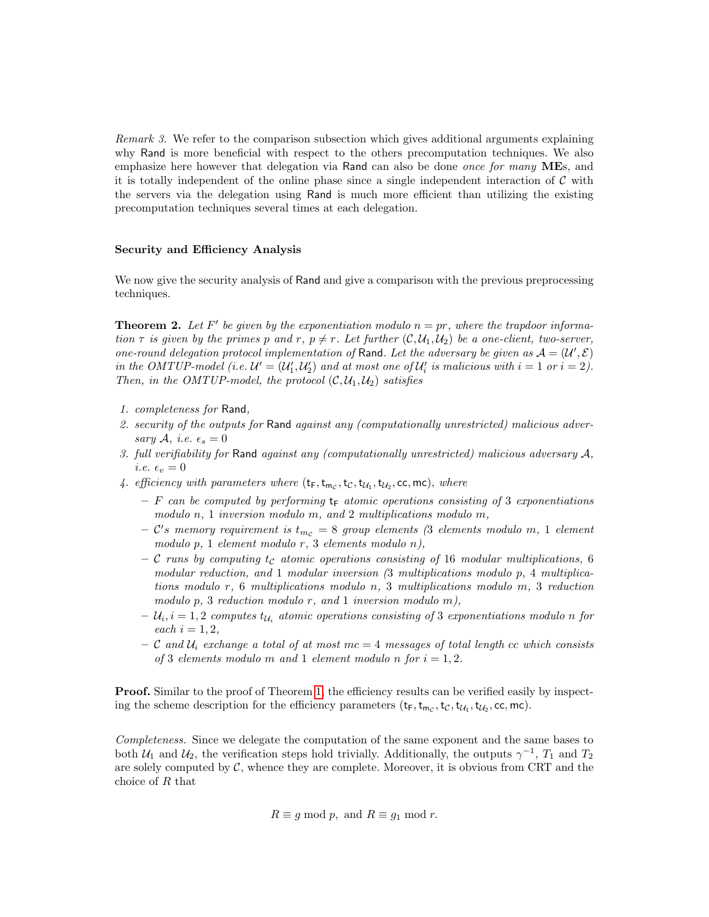*Remark 3.* We refer to the comparison subsection which gives additional arguments explaining why Rand is more beneficial with respect to the others precomputation techniques. We also emphasize here however that delegation via Rand can also be done *once for many* **ME**s, and it is totally independent of the online phase since a single independent interaction of $\mathcal{C}$ with the servers via the delegation using Rand is much more efficient than utilizing the existing precomputation techniques several times at each delegation.

**Security and Efficiency Analysis**

We now give the security analysis of Rand and give a comparison with the previous preprocessing techniques.

**Theorem 2.** *Let $F'$ be given by the exponentiation modulo $n = pr$, where the trapdoor information $\tau$ is given by the primes $p$ and $r$, $p \neq r$. Let further $(\mathcal{C}, \mathcal{U}_1, \mathcal{U}_2)$ be a one-client, two-server, one-round delegation protocol implementation of* Rand*. Let the adversary be given as $\mathcal{A} = (\mathcal{U}', \mathcal{E})$ in the OMTUP-model (i.e. $\mathcal{U}' = (\mathcal{U}_1', \mathcal{U}_2')$ and at most one of $\mathcal{U}_i'$ is malicious with $i = 1$ or $i = 2$). Then, in the OMTUP-model, the protocol $(\mathcal{C}, \mathcal{U}_1, \mathcal{U}_2)$ satisfies*

1. *completeness for* Rand*,*
2. *security of the outputs for* Rand *against any (computationally unrestricted) malicious adversary $\mathcal{A}$, i.e. $\epsilon_s = 0$*
3. *full verifiability for* Rand *against any (computationally unrestricted) malicious adversary $\mathcal{A}$, i.e. $\epsilon_v = 0$*
4. *efficiency with parameters where $(\mathsf{t_F}, \mathsf{t_{m_\mathcal{C}}}, \mathsf{t_\mathcal{C}}, \mathsf{t_{\mathcal{U}_1}}, \mathsf{t_{\mathcal{U}_2}}, \mathsf{cc}, \mathsf{mc})$, where*
   - *$F$ can be computed by performing $\mathsf{t_F}$ atomic operations consisting of 3 exponentiations modulo $n$, 1 inversion modulo $m$, and 2 multiplications modulo $m$,*
   - *$\mathcal{C}$'s memory requirement is $t_{m_\mathcal{C}} = 8$ group elements (3 elements modulo $m$, 1 element modulo $p$, 1 element modulo $r$, 3 elements modulo $n$),*
   - *$\mathcal{C}$ runs by computing $t_\mathcal{C}$ atomic operations consisting of 16 modular multiplications, 6 modular reduction, and 1 modular inversion (3 multiplications modulo $p$, 4 multiplications modulo $r$, 6 multiplications modulo $n$, 3 multiplications modulo $m$, 3 reduction modulo $p$, 3 reduction modulo $r$, and 1 inversion modulo $m$),*
   - *$\mathcal{U}_i, i = 1, 2$ computes $t_{\mathcal{U}_i}$ atomic operations consisting of 3 exponentiations modulo $n$ for each $i = 1, 2$,*
   - *$\mathcal{C}$ and $\mathcal{U}_i$ exchange a total of at most $mc = 4$ messages of total length cc which consists of 3 elements modulo $m$ and 1 element modulo $n$ for $i = 1, 2$.*

**Proof.** Similar to the proof of Theorem 1, the efficiency results can be verified easily by inspecting the scheme description for the efficiency parameters $(\mathsf{t_F}, \mathsf{t_{m_\mathcal{C}}}, \mathsf{t_\mathcal{C}}, \mathsf{t_{\mathcal{U}_1}}, \mathsf{t_{\mathcal{U}_2}}, \mathsf{cc}, \mathsf{mc})$.

*Completeness.* Since we delegate the computation of the same exponent and the same bases to both $\mathcal{U}_1$ and $\mathcal{U}_2$, the verification steps hold trivially. Additionally, the outputs $\gamma^{-1}$, $T_1$ and $T_2$ are solely computed by $\mathcal{C}$, whence they are complete. Moreover, it is obvious from CRT and the choice of $R$ that

$$R \equiv g \bmod p, \text{ and } R \equiv g_1 \bmod r.$$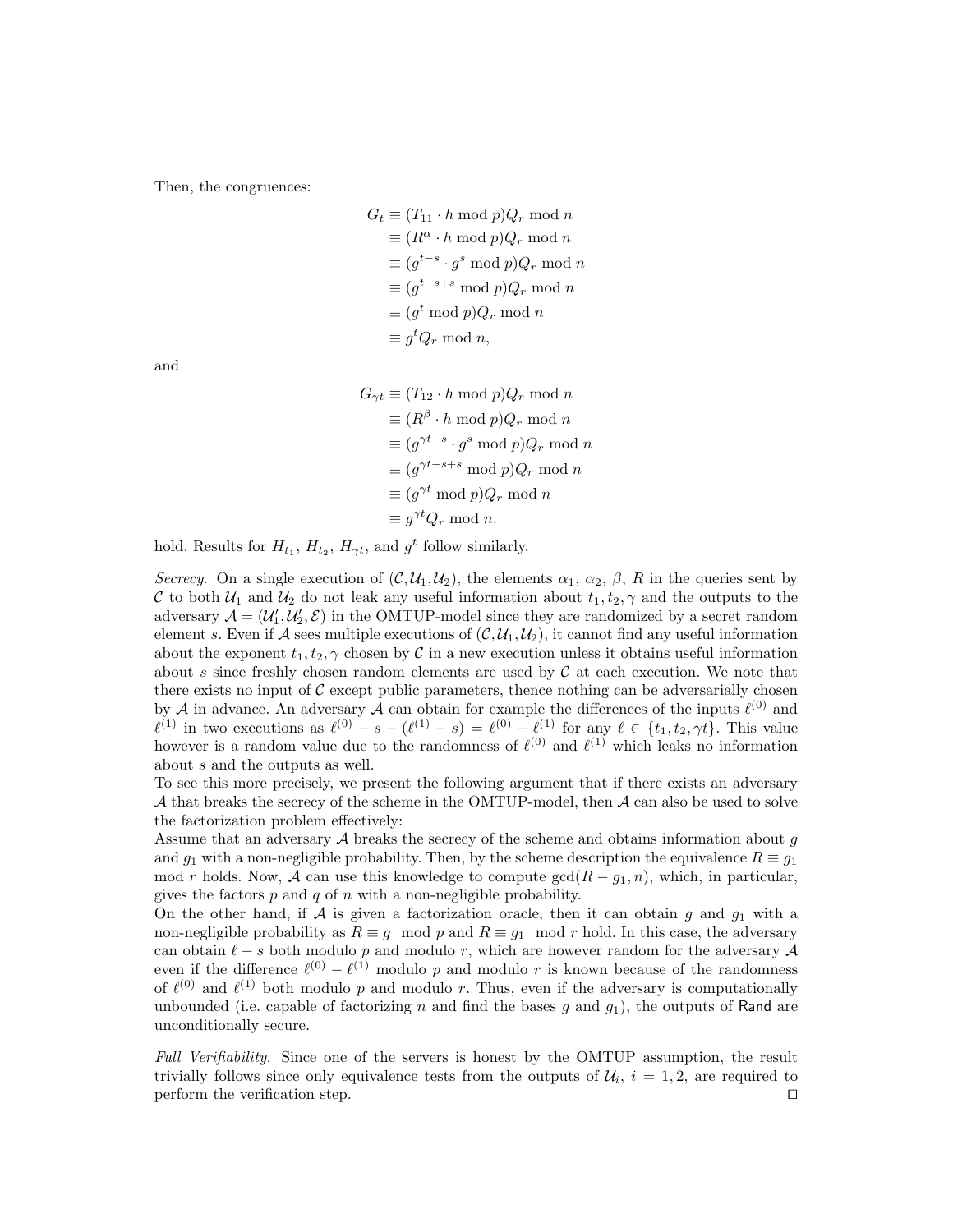Then, the congruences:

$$
\begin{aligned}
G_t &\equiv (T_{11} \cdot h \bmod p)Q_r \bmod n \\
&\equiv (R^{\alpha} \cdot h \bmod p)Q_r \bmod n \\
&\equiv (g^{t-s} \cdot g^s \bmod p)Q_r \bmod n \\
&\equiv (g^{t-s+s} \bmod p)Q_r \bmod n \\
&\equiv (g^t \bmod p)Q_r \bmod n \\
&\equiv g^t Q_r \bmod n,
\end{aligned}
$$

and

$$
\begin{aligned}
G_{\gamma t} &\equiv (T_{12} \cdot h \bmod p)Q_r \bmod n \\
&\equiv (R^{\beta} \cdot h \bmod p)Q_r \bmod n \\
&\equiv (g^{\gamma t-s} \cdot g^s \bmod p)Q_r \bmod n \\
&\equiv (g^{\gamma t-s+s} \bmod p)Q_r \bmod n \\
&\equiv (g^{\gamma t} \bmod p)Q_r \bmod n \\
&\equiv g^{\gamma t} Q_r \bmod n.
\end{aligned}
$$

hold. Results for $H_{t_1}$, $H_{t_2}$, $H_{\gamma t}$, and $g^t$ follow similarly.

*Secrecy.* On a single execution of ($\mathcal{C}$,$\mathcal{U}_1$,$\mathcal{U}_2$), the elements $\alpha_1$, $\alpha_2$, $\beta$, $R$ in the queries sent by $\mathcal{C}$ to both $\mathcal{U}_1$ and $\mathcal{U}_2$ do not leak any useful information about $t_1, t_2, \gamma$ and the outputs to the adversary $\mathcal{A} = (\mathcal{U}_1', \mathcal{U}_2', \mathcal{E})$ in the OMTUP-model since they are randomized by a secret random element $s$. Even if $\mathcal{A}$ sees multiple executions of ($\mathcal{C}$,$\mathcal{U}_1$,$\mathcal{U}_2$), it cannot find any useful information about the exponent $t_1, t_2, \gamma$ chosen by $\mathcal{C}$ in a new execution unless it obtains useful information about $s$ since freshly chosen random elements are used by $\mathcal{C}$ at each execution. We note that there exists no input of $\mathcal{C}$ except public parameters, thence nothing can be adversarially chosen by $\mathcal{A}$ in advance. An adversary $\mathcal{A}$ can obtain for example the differences of the inputs $\ell^{(0)}$ and $\ell^{(1)}$ in two executions as $\ell^{(0)} - s - (\ell^{(1)} - s) = \ell^{(0)} - \ell^{(1)}$ for any $\ell \in \{t_1, t_2, \gamma t\}$. This value however is a random value due to the randomness of $\ell^{(0)}$ and $\ell^{(1)}$ which leaks no information about $s$ and the outputs as well.
To see this more precisely, we present the following argument that if there exists an adversary $\mathcal{A}$ that breaks the secrecy of the scheme in the OMTUP-model, then $\mathcal{A}$ can also be used to solve the factorization problem effectively:
Assume that an adversary $\mathcal{A}$ breaks the secrecy of the scheme and obtains information about $g$ and $g_1$ with a non-negligible probability. Then, by the scheme description the equivalence $R \equiv g_1 \bmod r$ holds. Now, $\mathcal{A}$ can use this knowledge to compute $\gcd(R - g_1, n)$, which, in particular, gives the factors $p$ and $q$ of $n$ with a non-negligible probability.
On the other hand, if $\mathcal{A}$ is given a factorization oracle, then it can obtain $g$ and $g_1$ with a non-negligible probability as $R \equiv g \mod p$ and $R \equiv g_1 \mod r$ hold. In this case, the adversary can obtain $\ell - s$ both modulo $p$ and modulo $r$, which are however random for the adversary $\mathcal{A}$ even if the difference $\ell^{(0)} - \ell^{(1)}$ modulo $p$ and modulo $r$ is known because of the randomness of $\ell^{(0)}$ and $\ell^{(1)}$ both modulo $p$ and modulo $r$. Thus, even if the adversary is computationally unbounded (i.e. capable of factorizing $n$ and find the bases $g$ and $g_1$), the outputs of Rand are unconditionally secure.

*Full Verifiability.* Since one of the servers is honest by the OMTUP assumption, the result trivially follows since only equivalence tests from the outputs of $\mathcal{U}_i$, $i = 1, 2$, are required to perform the verification step. $\square$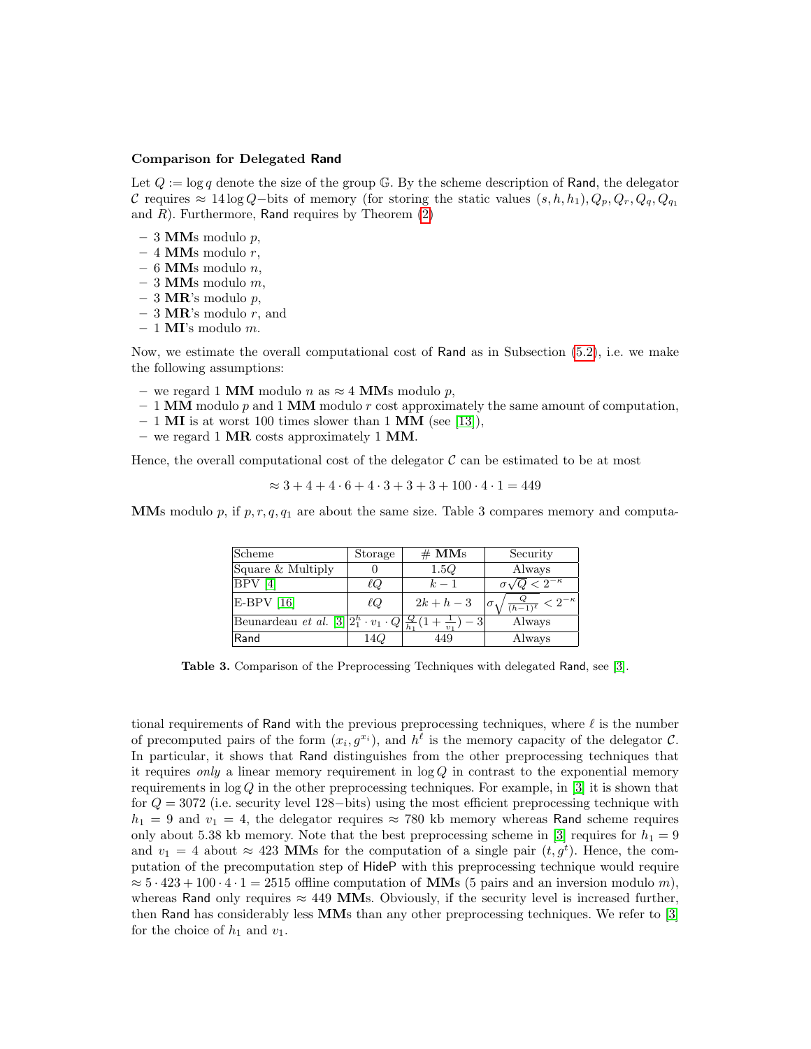**Comparison for Delegated Rand**

Let $Q := \log q$ denote the size of the group $\mathbb{G}$. By the scheme description of Rand, the delegator $\mathcal{C}$ requires $\approx 14 \log Q-$bits of memory (for storing the static values $(s, h, h_1), Q_p, Q_r, Q_q, Q_{q_1}$ and $R$). Furthermore, Rand requires by Theorem (2)

- 3 **MM**s modulo $p$,
- 4 **MM**s modulo $r$,
- 6 **MM**s modulo $n$,
- 3 **MM**s modulo $m$,
- 3 **MR**'s modulo $p$,
- 3 **MR**'s modulo $r$, and
- 1 **MI**'s modulo $m$.

Now, we estimate the overall computational cost of Rand as in Subsection (5.2), i.e. we make the following assumptions:

- we regard 1 **MM** modulo $n$ as $\approx 4$ **MM**s modulo $p$,
- 1 **MM** modulo $p$ and 1 **MM** modulo $r$ cost approximately the same amount of computation,
- 1 **MI** is at worst 100 times slower than 1 **MM** (see [13]),
- we regard 1 **MR** costs approximately 1 **MM**.

Hence, the overall computational cost of the delegator $\mathcal{C}$ can be estimated to be at most

$$\approx 3 + 4 + 4 \cdot 6 + 4 \cdot 3 + 3 + 3 + 100 \cdot 4 \cdot 1 = 449$$

**MM**s modulo $p$, if $p, r, q, q_1$ are about the same size. Table 3 compares memory and computational requirements of Rand with the previous preprocessing techniques, where $\ell$ is the number of precomputed pairs of the form $(x_i, g^{x_i})$, and $h^\ell$ is the memory capacity of the delegator $\mathcal{C}$. In particular, it shows that Rand distinguishes from the other preprocessing techniques that it requires *only* a linear memory requirement in $\log Q$ in contrast to the exponential memory requirements in $\log Q$ in the other preprocessing techniques. For example, in [3] it is shown that for $Q = 3072$ (i.e. security level 128−bits) using the most efficient preprocessing technique with $h_1 = 9$ and $v_1 = 4$, the delegator requires $\approx 780$ kb memory whereas Rand scheme requires only about 5.38 kb memory. Note that the best preprocessing scheme in [3] requires for $h_1 = 9$ and $v_1 = 4$ about $\approx 423$ **MM**s for the computation of a single pair $(t, g^t)$. Hence, the computation of the precomputation step of HideP with this preprocessing technique would require $\approx 5 \cdot 423 + 100 \cdot 4 \cdot 1 = 2515$ offline computation of **MM**s (5 pairs and an inversion modulo $m$), whereas Rand only requires $\approx 449$ **MM**s. Obviously, if the security level is increased further, then Rand has considerably less **MM**s than any other preprocessing techniques. We refer to [3] for the choice of $h_1$ and $v_1$.

| Scheme | Storage | # **MM**s | Security |
|---|---|---|---|
| Square & Multiply | 0 | $1.5Q$ | Always |
| BPV [4] | $\ell Q$ | $k - 1$ | $\sigma\sqrt{Q} < 2^{-\kappa}$ |
| E-BPV [16] | $\ell Q$ | $2k + h - 3$ | $\sigma\sqrt{\frac{Q}{(h-1)^\ell}} < 2^{-\kappa}$ |
| Beunardeau *et al.* [3] | $2_1^h \cdot v_1 \cdot Q$ | $\frac{Q}{h_1}(1 + \frac{1}{v_1}) - 3$ | Always |
| Rand | $14Q$ | 449 | Always |

**Table 3.** Comparison of the Preprocessing Techniques with delegated Rand, see [3].